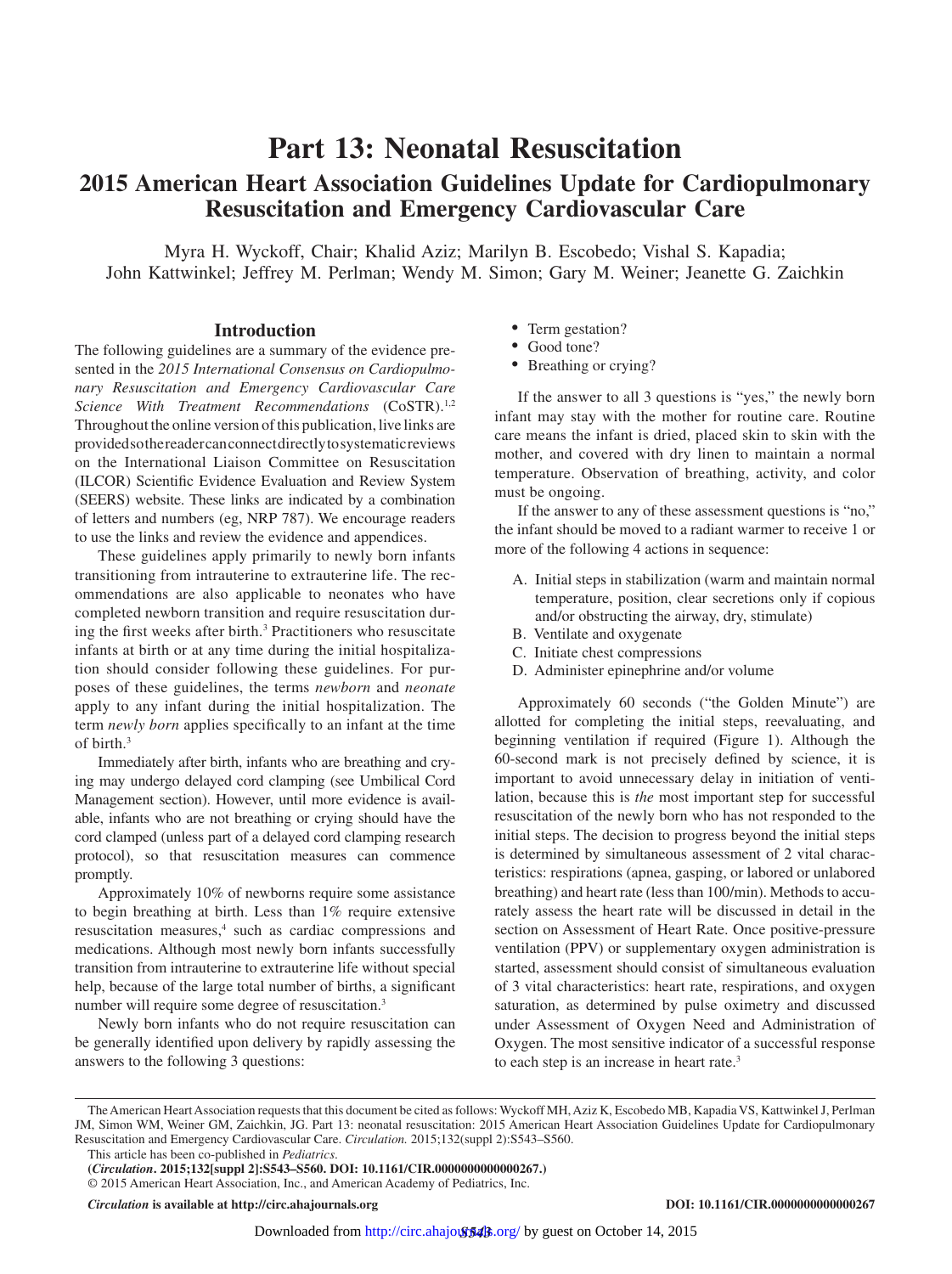# Part 13: Neonatal Resuscitation

## 2015 American Heart Association Guidelines Update for Cardiopulmonary Resuscitation and Emergency Cardiovascular Care

Myra H. Wyckoff, Chair; Khalid Aziz; Marilyn B. Escobedo; Vishal S. Kapadia; John Kattwinkel; Jeffrey M. Perlman; Wendy M. Simon; Gary M. Weiner; Jeanette G. Zaichkin

## Introduction

The following guidelines are a summary of the evidence presented in the *2015 International Consensus on Cardiopulmonary Resuscitation and Emergency Cardiovascular Care Science With Treatment Recommendations* (CoSTR).[1,2] Throughout the online version of this publication, live links are provided so the reader can connect directly to systematic reviews on the International Liaison Committee on Resuscitation (ILCOR) Scientific Evidence Evaluation and Review System (SEERS) website. These links are indicated by a combination of letters and numbers (eg, NRP 787). We encourage readers to use the links and review the evidence and appendices.

These guidelines apply primarily to newly born infants transitioning from intrauterine to extrauterine life. The recommendations are also applicable to neonates who have completed newborn transition and require resuscitation during the first weeks after birth.[3] Practitioners who resuscitate infants at birth or at any time during the initial hospitalization should consider following these guidelines. For purposes of these guidelines, the terms *newborn* and *neonate* apply to any infant during the initial hospitalization. The term *newly born* applies specifically to an infant at the time of birth.[3]

Immediately after birth, infants who are breathing and crying may undergo delayed cord clamping (see Umbilical Cord Management section). However, until more evidence is available, infants who are not breathing or crying should have the cord clamped (unless part of a delayed cord clamping research protocol), so that resuscitation measures can commence promptly.

Approximately 10% of newborns require some assistance to begin breathing at birth. Less than 1% require extensive resuscitation measures,[4] such as cardiac compressions and medications. Although most newly born infants successfully transition from intrauterine to extrauterine life without special help, because of the large total number of births, a significant number will require some degree of resuscitation.[3]

Newly born infants who do not require resuscitation can be generally identified upon delivery by rapidly assessing the answers to the following 3 questions:

- Term gestation?
- Good tone?
- Breathing or crying?

If the answer to all 3 questions is "yes," the newly born infant may stay with the mother for routine care. Routine care means the infant is dried, placed skin to skin with the mother, and covered with dry linen to maintain a normal temperature. Observation of breathing, activity, and color must be ongoing.

If the answer to any of these assessment questions is "no," the infant should be moved to a radiant warmer to receive 1 or more of the following 4 actions in sequence:

A. Initial steps in stabilization (warm and maintain normal temperature, position, clear secretions only if copious and/or obstructing the airway, dry, stimulate)
B. Ventilate and oxygenate
C. Initiate chest compressions
D. Administer epinephrine and/or volume

Approximately 60 seconds ("the Golden Minute") are allotted for completing the initial steps, reevaluating, and beginning ventilation if required (Figure 1). Although the 60-second mark is not precisely defined by science, it is important to avoid unnecessary delay in initiation of ventilation, because this is *the* most important step for successful resuscitation of the newly born who has not responded to the initial steps. The decision to progress beyond the initial steps is determined by simultaneous assessment of 2 vital characteristics: respirations (apnea, gasping, or labored or unlabored breathing) and heart rate (less than 100/min). Methods to accurately assess the heart rate will be discussed in detail in the section on Assessment of Heart Rate. Once positive-pressure ventilation (PPV) or supplementary oxygen administration is started, assessment should consist of simultaneous evaluation of 3 vital characteristics: heart rate, respirations, and oxygen saturation, as determined by pulse oximetry and discussed under Assessment of Oxygen Need and Administration of Oxygen. The most sensitive indicator of a successful response to each step is an increase in heart rate.[3]

---

The American Heart Association requests that this document be cited as follows: Wyckoff MH, Aziz K, Escobedo MB, Kapadia VS, Kattwinkel J, Perlman JM, Simon WM, Weiner GM, Zaichkin, JG. Part 13: neonatal resuscitation: 2015 American Heart Association Guidelines Update for Cardiopulmonary Resuscitation and Emergency Cardiovascular Care. *Circulation.* 2015;132(suppl 2):S543–S560.

This article has been co-published in *Pediatrics*.

(*Circulation*. 2015;132[suppl 2]:S543–S560. DOI: 10.1161/CIR.0000000000000267.)

© 2015 American Heart Association, Inc., and American Academy of Pediatrics, Inc.

*Circulation* is available at http://circ.ahajournals.org DOI: 10.1161/CIR.0000000000000267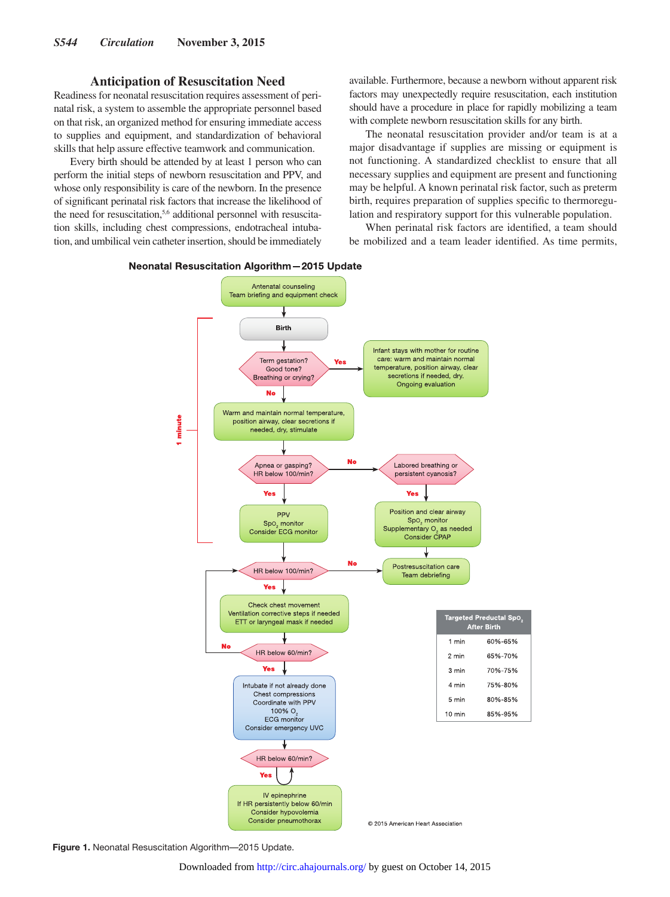## Anticipation of Resuscitation Need

Readiness for neonatal resuscitation requires assessment of perinatal risk, a system to assemble the appropriate personnel based on that risk, an organized method for ensuring immediate access to supplies and equipment, and standardization of behavioral skills that help assure effective teamwork and communication.

Every birth should be attended by at least 1 person who can perform the initial steps of newborn resuscitation and PPV, and whose only responsibility is care of the newborn. In the presence of significant perinatal risk factors that increase the likelihood of the need for resuscitation,[5,6] additional personnel with resuscitation skills, including chest compressions, endotracheal intubation, and umbilical vein catheter insertion, should be immediately available. Furthermore, because a newborn without apparent risk factors may unexpectedly require resuscitation, each institution should have a procedure in place for rapidly mobilizing a team with complete newborn resuscitation skills for any birth.

The neonatal resuscitation provider and/or team is at a major disadvantage if supplies are missing or equipment is not functioning. A standardized checklist to ensure that all necessary supplies and equipment are present and functioning may be helpful. A known perinatal risk factor, such as preterm birth, requires preparation of supplies specific to thermoregulation and respiratory support for this vulnerable population.

When perinatal risk factors are identified, a team should be mobilized and a team leader identified. As time permits,

**Neonatal Resuscitation Algorithm—2015 Update**

- Antenatal counseling / Team briefing and equipment check
- Birth
- **1 minute:**
  - Term gestation? Good tone? Breathing or crying?
    - **Yes** → Infant stays with mother for routine care: warm and maintain normal temperature, position airway, clear secretions if needed, dry. Ongoing evaluation
    - **No** → Warm and maintain normal temperature, position airway, clear secretions if needed, dry, stimulate
  - Apnea or gasping? HR below 100/min?
    - **No** → Labored breathing or persistent cyanosis?
      - **Yes** → Position and clear airway; $SpO_2$ monitor; Supplementary $O_2$ as needed; Consider CPAP → Postresuscitation care / Team debriefing
    - **Yes** → PPV; $SpO_2$ monitor; Consider ECG monitor
- HR below 100/min?
  - **No** → Postresuscitation care / Team debriefing
  - **Yes** → Check chest movement; Ventilation corrective steps if needed; ETT or laryngeal mask if needed
- HR below 60/min?
  - **No** → return to HR below 100/min?
  - **Yes** → Intubate if not already done; Chest compressions; Coordinate with PPV; 100% $O_2$; ECG monitor; Consider emergency UVC
- HR below 60/min?
  - **Yes** → IV epinephrine; If HR persistently below 60/min; Consider hypovolemia; Consider pneumothorax

| Targeted Preductal $SpO_2$ After Birth | |
|---|---|
| 1 min | 60%-65% |
| 2 min | 65%-70% |
| 3 min | 70%-75% |
| 4 min | 75%-80% |
| 5 min | 80%-85% |
| 10 min | 85%-95% |

© 2015 American Heart Association

**Figure 1.** Neonatal Resuscitation Algorithm—2015 Update.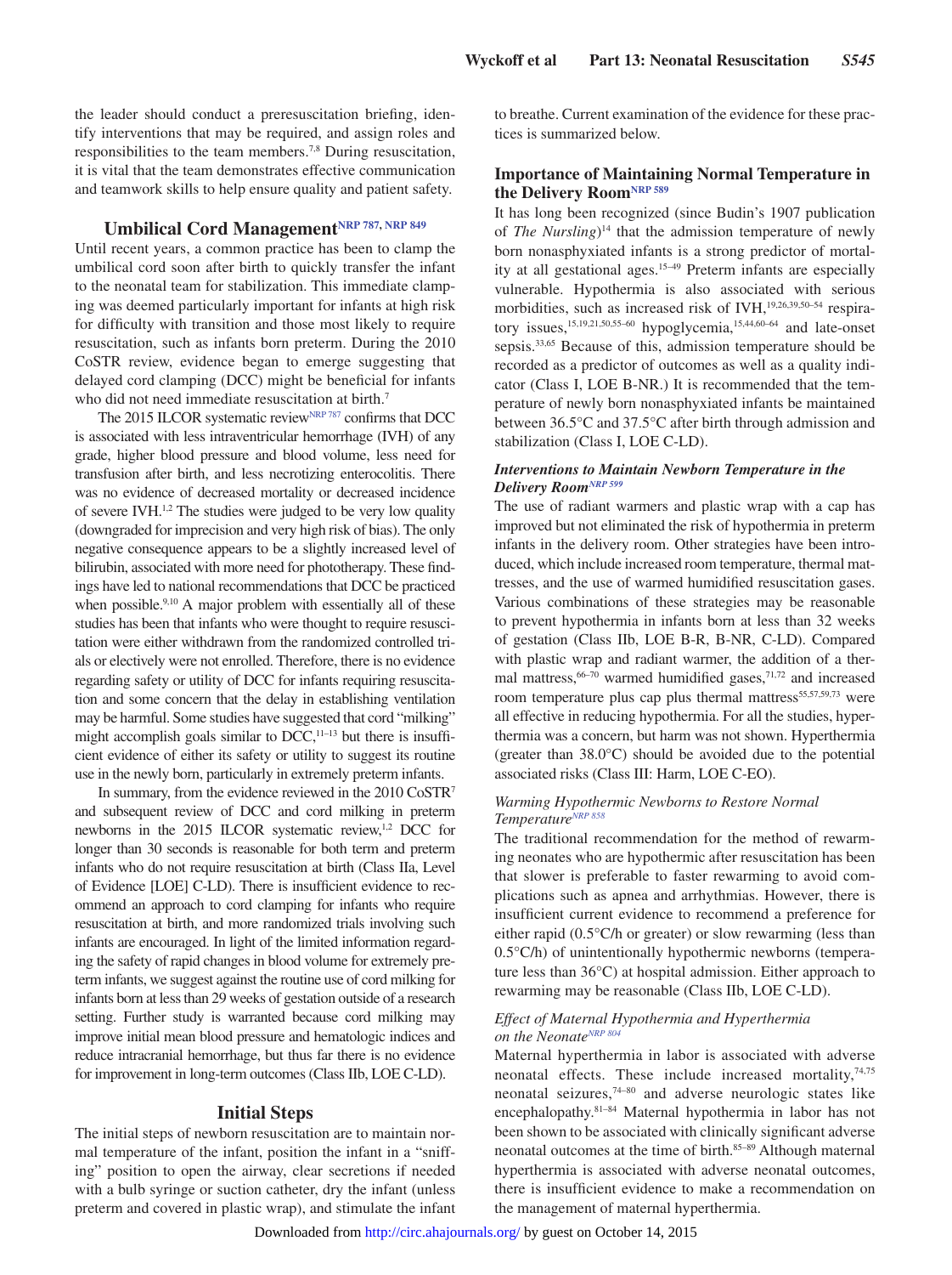the leader should conduct a preresuscitation briefing, identify interventions that may be required, and assign roles and responsibilities to the team members.[7,8] During resuscitation, it is vital that the team demonstrates effective communication and teamwork skills to help ensure quality and patient safety.

## Umbilical Cord Management[NRP 787, NRP 849]

Until recent years, a common practice has been to clamp the umbilical cord soon after birth to quickly transfer the infant to the neonatal team for stabilization. This immediate clamping was deemed particularly important for infants at high risk for difficulty with transition and those most likely to require resuscitation, such as infants born preterm. During the 2010 CoSTR review, evidence began to emerge suggesting that delayed cord clamping (DCC) might be beneficial for infants who did not need immediate resuscitation at birth.[7]

The 2015 ILCOR systematic review[NRP 787] confirms that DCC is associated with less intraventricular hemorrhage (IVH) of any grade, higher blood pressure and blood volume, less need for transfusion after birth, and less necrotizing enterocolitis. There was no evidence of decreased mortality or decreased incidence of severe IVH.[1,2] The studies were judged to be very low quality (downgraded for imprecision and very high risk of bias). The only negative consequence appears to be a slightly increased level of bilirubin, associated with more need for phototherapy. These findings have led to national recommendations that DCC be practiced when possible.[9,10] A major problem with essentially all of these studies has been that infants who were thought to require resuscitation were either withdrawn from the randomized controlled trials or electively were not enrolled. Therefore, there is no evidence regarding safety or utility of DCC for infants requiring resuscitation and some concern that the delay in establishing ventilation may be harmful. Some studies have suggested that cord "milking" might accomplish goals similar to DCC,[11–13] but there is insufficient evidence of either its safety or utility to suggest its routine use in the newly born, particularly in extremely preterm infants.

In summary, from the evidence reviewed in the 2010 CoSTR[7] and subsequent review of DCC and cord milking in preterm newborns in the 2015 ILCOR systematic review,[1,2] DCC for longer than 30 seconds is reasonable for both term and preterm infants who do not require resuscitation at birth (Class IIa, Level of Evidence [LOE] C-LD). There is insufficient evidence to recommend an approach to cord clamping for infants who require resuscitation at birth, and more randomized trials involving such infants are encouraged. In light of the limited information regarding the safety of rapid changes in blood volume for extremely preterm infants, we suggest against the routine use of cord milking for infants born at less than 29 weeks of gestation outside of a research setting. Further study is warranted because cord milking may improve initial mean blood pressure and hematologic indices and reduce intracranial hemorrhage, but thus far there is no evidence for improvement in long-term outcomes (Class IIb, LOE C-LD).

## Initial Steps

The initial steps of newborn resuscitation are to maintain normal temperature of the infant, position the infant in a "sniffing" position to open the airway, clear secretions if needed with a bulb syringe or suction catheter, dry the infant (unless preterm and covered in plastic wrap), and stimulate the infant to breathe. Current examination of the evidence for these practices is summarized below.

### Importance of Maintaining Normal Temperature in the Delivery Room[NRP 589]

It has long been recognized (since Budin's 1907 publication of *The Nursling*)[14] that the admission temperature of newly born nonasphyxiated infants is a strong predictor of mortality at all gestational ages.[15–49] Preterm infants are especially vulnerable. Hypothermia is also associated with serious morbidities, such as increased risk of IVH,[19,26,39,50–54] respiratory issues,[15,19,21,50,55–60] hypoglycemia,[15,44,60–64] and late-onset sepsis.[33,65] Because of this, admission temperature should be recorded as a predictor of outcomes as well as a quality indicator (Class I, LOE B-NR.) It is recommended that the temperature of newly born nonasphyxiated infants be maintained between 36.5°C and 37.5°C after birth through admission and stabilization (Class I, LOE C-LD).

#### *Interventions to Maintain Newborn Temperature in the Delivery Room*[NRP 599]

The use of radiant warmers and plastic wrap with a cap has improved but not eliminated the risk of hypothermia in preterm infants in the delivery room. Other strategies have been introduced, which include increased room temperature, thermal mattresses, and the use of warmed humidified resuscitation gases. Various combinations of these strategies may be reasonable to prevent hypothermia in infants born at less than 32 weeks of gestation (Class IIb, LOE B-R, B-NR, C-LD). Compared with plastic wrap and radiant warmer, the addition of a thermal mattress,[66–70] warmed humidified gases,[71,72] and increased room temperature plus cap plus thermal mattress[55,57,59,73] were all effective in reducing hypothermia. For all the studies, hyperthermia was a concern, but harm was not shown. Hyperthermia (greater than 38.0°C) should be avoided due to the potential associated risks (Class III: Harm, LOE C-EO).

#### *Warming Hypothermic Newborns to Restore Normal Temperature*[NRP 858]

The traditional recommendation for the method of rewarming neonates who are hypothermic after resuscitation has been that slower is preferable to faster rewarming to avoid complications such as apnea and arrhythmias. However, there is insufficient current evidence to recommend a preference for either rapid (0.5°C/h or greater) or slow rewarming (less than 0.5°C/h) of unintentionally hypothermic newborns (temperature less than 36°C) at hospital admission. Either approach to rewarming may be reasonable (Class IIb, LOE C-LD).

#### *Effect of Maternal Hypothermia and Hyperthermia on the Neonate*[NRP 804]

Maternal hyperthermia in labor is associated with adverse neonatal effects. These include increased mortality,[74,75] neonatal seizures,[74–80] and adverse neurologic states like encephalopathy.[81–84] Maternal hypothermia in labor has not been shown to be associated with clinically significant adverse neonatal outcomes at the time of birth.[85–89] Although maternal hyperthermia is associated with adverse neonatal outcomes, there is insufficient evidence to make a recommendation on the management of maternal hyperthermia.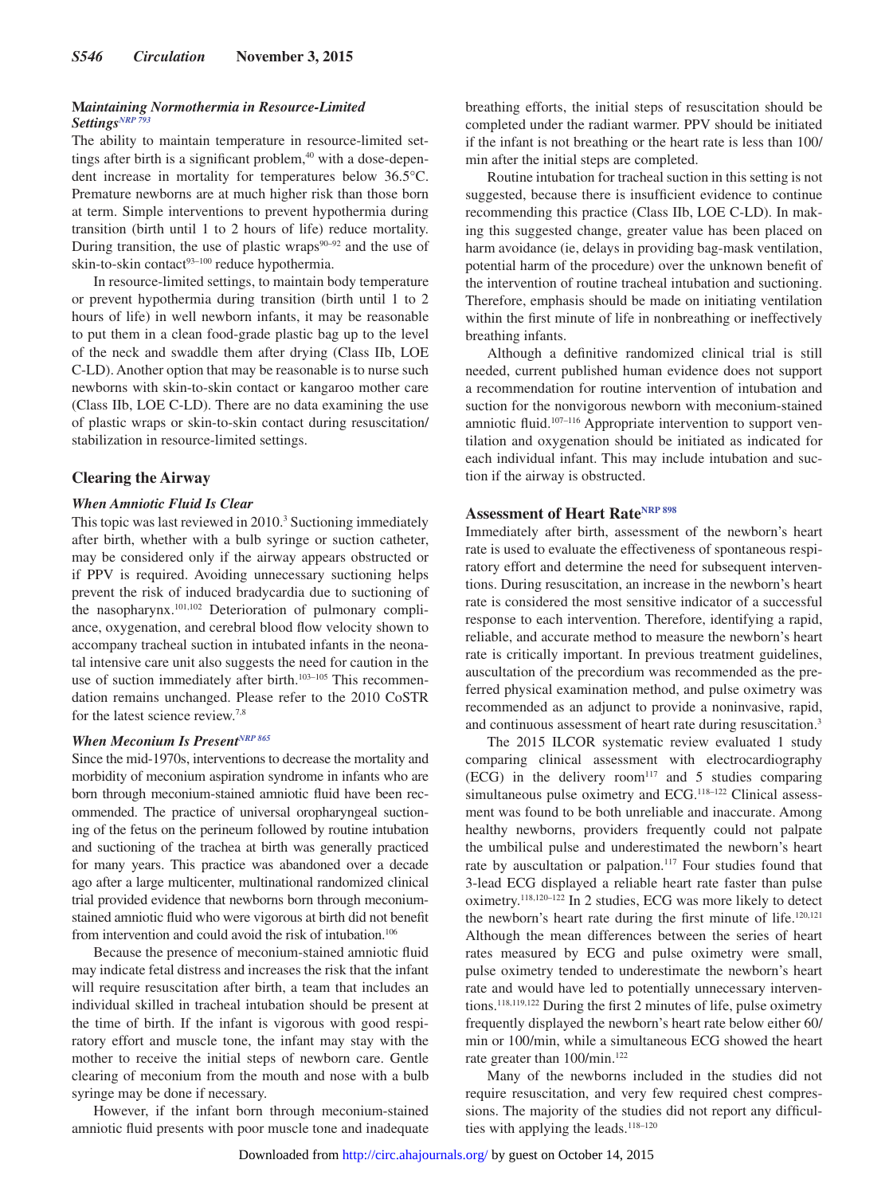### Maintaining Normothermia in Resource-Limited Settings[NRP 793]

The ability to maintain temperature in resource-limited settings after birth is a significant problem,[40] with a dose-dependent increase in mortality for temperatures below 36.5°C. Premature newborns are at much higher risk than those born at term. Simple interventions to prevent hypothermia during transition (birth until 1 to 2 hours of life) reduce mortality. During transition, the use of plastic wraps[90–92] and the use of skin-to-skin contact[93–100] reduce hypothermia.

In resource-limited settings, to maintain body temperature or prevent hypothermia during transition (birth until 1 to 2 hours of life) in well newborn infants, it may be reasonable to put them in a clean food-grade plastic bag up to the level of the neck and swaddle them after drying (Class IIb, LOE C-LD). Another option that may be reasonable is to nurse such newborns with skin-to-skin contact or kangaroo mother care (Class IIb, LOE C-LD). There are no data examining the use of plastic wraps or skin-to-skin contact during resuscitation/stabilization in resource-limited settings.

## Clearing the Airway

### When Amniotic Fluid Is Clear

This topic was last reviewed in 2010.[3] Suctioning immediately after birth, whether with a bulb syringe or suction catheter, may be considered only if the airway appears obstructed or if PPV is required. Avoiding unnecessary suctioning helps prevent the risk of induced bradycardia due to suctioning of the nasopharynx.[101,102] Deterioration of pulmonary compliance, oxygenation, and cerebral blood flow velocity shown to accompany tracheal suction in intubated infants in the neonatal intensive care unit also suggests the need for caution in the use of suction immediately after birth.[103–105] This recommendation remains unchanged. Please refer to the 2010 CoSTR for the latest science review.[7,8]

### When Meconium Is Present[NRP 865]

Since the mid-1970s, interventions to decrease the mortality and morbidity of meconium aspiration syndrome in infants who are born through meconium-stained amniotic fluid have been recommended. The practice of universal oropharyngeal suctioning of the fetus on the perineum followed by routine intubation and sectioning of the trachea at birth was generally practiced for many years. This practice was abandoned over a decade ago after a large multicenter, multinational randomized clinical trial provided evidence that newborns born through meconium-stained amniotic fluid who were vigorous at birth did not benefit from intervention and could avoid the risk of intubation.[106]

Because the presence of meconium-stained amniotic fluid may indicate fetal distress and increases the risk that the infant will require resuscitation after birth, a team that includes an individual skilled in tracheal intubation should be present at the time of birth. If the infant is vigorous with good respiratory effort and muscle tone, the infant may stay with the mother to receive the initial steps of newborn care. Gentle clearing of meconium from the mouth and nose with a bulb syringe may be done if necessary.

However, if the infant born through meconium-stained amniotic fluid presents with poor muscle tone and inadequate breathing efforts, the initial steps of resuscitation should be completed under the radiant warmer. PPV should be initiated if the infant is not breathing or the heart rate is less than 100/min after the initial steps are completed.

Routine intubation for tracheal suction in this setting is not suggested, because there is insufficient evidence to continue recommending this practice (Class IIb, LOE C-LD). In making this suggested change, greater value has been placed on harm avoidance (ie, delays in providing bag-mask ventilation, potential harm of the procedure) over the unknown benefit of the intervention of routine tracheal intubation and suctioning. Therefore, emphasis should be made on initiating ventilation within the first minute of life in nonbreathing or ineffectively breathing infants.

Although a definitive randomized clinical trial is still needed, current published human evidence does not support a recommendation for routine intervention of intubation and suction for the nonvigorous newborn with meconium-stained amniotic fluid.[107–116] Appropriate intervention to support ventilation and oxygenation should be initiated as indicated for each individual infant. This may include intubation and suction if the airway is obstructed.

## Assessment of Heart Rate[NRP 898]

Immediately after birth, assessment of the newborn's heart rate is used to evaluate the effectiveness of spontaneous respiratory effort and determine the need for subsequent interventions. During resuscitation, an increase in the newborn's heart rate is considered the most sensitive indicator of a successful response to each intervention. Therefore, identifying a rapid, reliable, and accurate method to measure the newborn's heart rate is critically important. In previous treatment guidelines, auscultation of the precordium was recommended as the preferred physical examination method, and pulse oximetry was recommended as an adjunct to provide a noninvasive, rapid, and continuous assessment of heart rate during resuscitation.[3]

The 2015 ILCOR systematic review evaluated 1 study comparing clinical assessment with electrocardiography (ECG) in the delivery room[117] and 5 studies comparing simultaneous pulse oximetry and ECG.[118–122] Clinical assessment was found to be both unreliable and inaccurate. Among healthy newborns, providers frequently could not palpate the umbilical pulse and underestimated the newborn's heart rate by auscultation or palpation.[117] Four studies found that 3-lead ECG displayed a reliable heart rate faster than pulse oximetry.[118,120–122] In 2 studies, ECG was more likely to detect the newborn's heart rate during the first minute of life.[120,121] Although the mean differences between the series of heart rates measured by ECG and pulse oximetry were small, pulse oximetry tended to underestimate the newborn's heart rate and would have led to potentially unnecessary interventions.[118,119,122] During the first 2 minutes of life, pulse oximetry frequently displayed the newborn's heart rate below either 60/min or 100/min, while a simultaneous ECG showed the heart rate greater than 100/min.[122]

Many of the newborns included in the studies did not require resuscitation, and very few required chest compressions. The majority of the studies did not report any difficulties with applying the leads.[118–120]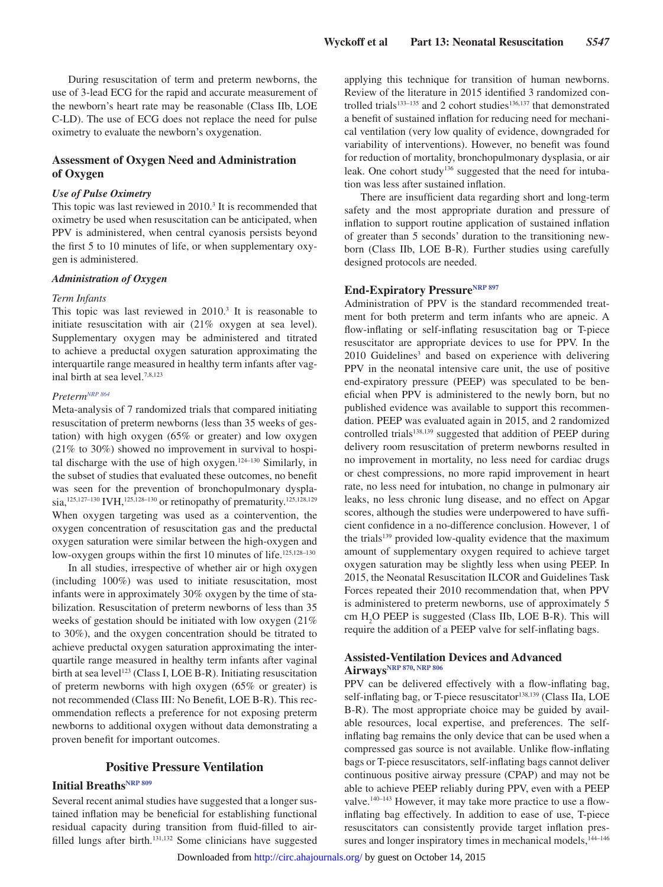During resuscitation of term and preterm newborns, the use of 3-lead ECG for the rapid and accurate measurement of the newborn's heart rate may be reasonable (Class IIb, LOE C-LD). The use of ECG does not replace the need for pulse oximetry to evaluate the newborn's oxygenation.

### Assessment of Oxygen Need and Administration of Oxygen

#### *Use of Pulse Oximetry*

This topic was last reviewed in 2010.[3] It is recommended that oximetry be used when resuscitation can be anticipated, when PPV is administered, when central cyanosis persists beyond the first 5 to 10 minutes of life, or when supplementary oxygen is administered.

#### *Administration of Oxygen*

*Term Infants*

This topic was last reviewed in 2010.[3] It is reasonable to initiate resuscitation with air (21% oxygen at sea level). Supplementary oxygen may be administered and titrated to achieve a preductal oxygen saturation approximating the interquartile range measured in healthy term infants after vaginal birth at sea level.[7,8,123]

*Preterm*[NRP 864]

Meta-analysis of 7 randomized trials that compared initiating resuscitation of preterm newborns (less than 35 weeks of gestation) with high oxygen (65% or greater) and low oxygen (21% to 30%) showed no improvement in survival to hospital discharge with the use of high oxygen.[124–130] Similarly, in the subset of studies that evaluated these outcomes, no benefit was seen for the prevention of bronchopulmonary dysplasia,[125,127–130] IVH,[125,128–130] or retinopathy of prematurity.[125,128,129] When oxygen targeting was used as a cointervention, the oxygen concentration of resuscitation gas and the preductal oxygen saturation were similar between the high-oxygen and low-oxygen groups within the first 10 minutes of life.[125,128–130]

In all studies, irrespective of whether air or high oxygen (including 100%) was used to initiate resuscitation, most infants were in approximately 30% oxygen by the time of stabilization. Resuscitation of preterm newborns of less than 35 weeks of gestation should be initiated with low oxygen (21% to 30%), and the oxygen concentration should be titrated to achieve preductal oxygen saturation approximating the interquartile range measured in healthy term infants after vaginal birth at sea level[123] (Class I, LOE B-R). Initiating resuscitation of preterm newborns with high oxygen (65% or greater) is not recommended (Class III: No Benefit, LOE B-R). This recommendation reflects a preference for not exposing preterm newborns to additional oxygen without data demonstrating a proven benefit for important outcomes.

## Positive Pressure Ventilation

### Initial Breaths[NRP 809]

Several recent animal studies have suggested that a longer sustained inflation may be beneficial for establishing functional residual capacity during transition from fluid-filled to air-filled lungs after birth.[131,132] Some clinicians have suggested applying this technique for transition of human newborns. Review of the literature in 2015 identified 3 randomized controlled trials[133–135] and 2 cohort studies[136,137] that demonstrated a benefit of sustained inflation for reducing need for mechanical ventilation (very low quality of evidence, downgraded for variability of interventions). However, no benefit was found for reduction of mortality, bronchopulmonary dysplasia, or air leak. One cohort study[136] suggested that the need for intubation was less after sustained inflation.

There are insufficient data regarding short and long-term safety and the most appropriate duration and pressure of inflation to support routine application of sustained inflation of greater than 5 seconds' duration to the transitioning newborn (Class IIb, LOE B-R). Further studies using carefully designed protocols are needed.

### End-Expiratory Pressure[NRP 897]

Administration of PPV is the standard recommended treatment for both preterm and term infants who are apneic. A flow-inflating or self-inflating resuscitation bag or T-piece resuscitator are appropriate devices to use for PPV. In the 2010 Guidelines[3] and based on experience with delivering PPV in the neonatal intensive care unit, the use of positive end-expiratory pressure (PEEP) was speculated to be beneficial when PPV is administered to the newly born, but no published evidence was available to support this recommendation. PEEP was evaluated again in 2015, and 2 randomized controlled trials[138,139] suggested that addition of PEEP during delivery room resuscitation of preterm newborns resulted in no improvement in mortality, no less need for cardiac drugs or chest compressions, no more rapid improvement in heart rate, no less need for intubation, no change in pulmonary air leaks, no less chronic lung disease, and no effect on Apgar scores, although the studies were underpowered to have sufficient confidence in a no-difference conclusion. However, 1 of the trials[139] provided low-quality evidence that the maximum amount of supplementary oxygen required to achieve target oxygen saturation may be slightly less when using PEEP. In 2015, the Neonatal Resuscitation ILCOR and Guidelines Task Forces repeated their 2010 recommendation that, when PPV is administered to preterm newborns, use of approximately 5 cm $H_2O$ PEEP is suggested (Class IIb, LOE B-R). This will require the addition of a PEEP valve for self-inflating bags.

### Assisted-Ventilation Devices and Advanced Airways[NRP 870, NRP 806]

PPV can be delivered effectively with a flow-inflating bag, self-inflating bag, or T-piece resuscitator[138,139] (Class IIa, LOE B-R). The most appropriate choice may be guided by available resources, local expertise, and preferences. The self-inflating bag remains the only device that can be used when a compressed gas source is not available. Unlike flow-inflating bags or T-piece resuscitators, self-inflating bags cannot deliver continuous positive airway pressure (CPAP) and may not be able to achieve PEEP reliably during PPV, even with a PEEP valve.[140–143] However, it may take more practice to use a flow-inflating bag effectively. In addition to ease of use, T-piece resuscitators can consistently provide target inflation pressures and longer inspiratory times in mechanical models,[144–146]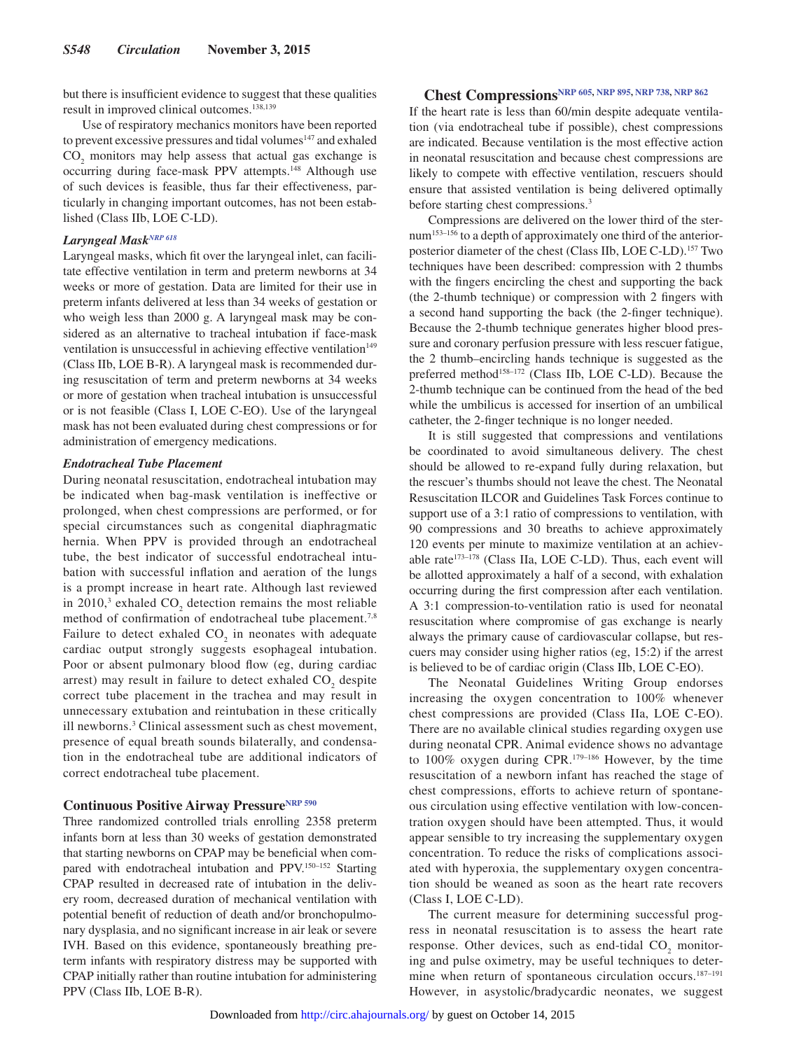but there is insufficient evidence to suggest that these qualities result in improved clinical outcomes.[138,139]

Use of respiratory mechanics monitors have been reported to prevent excessive pressures and tidal volumes[147] and exhaled $CO_2$ monitors may help assess that actual gas exchange is occurring during face-mask PPV attempts.[148] Although use of such devices is feasible, thus far their effectiveness, particularly in changing important outcomes, has not been established (Class IIb, LOE C-LD).

### *Laryngeal Mask*[NRP 618]

Laryngeal masks, which fit over the laryngeal inlet, can facilitate effective ventilation in term and preterm newborns at 34 weeks or more of gestation. Data are limited for their use in preterm infants delivered at less than 34 weeks of gestation or who weigh less than 2000 g. A laryngeal mask may be considered as an alternative to tracheal intubation if face-mask ventilation is unsuccessful in achieving effective ventilation[149] (Class IIb, LOE B-R). A laryngeal mask is recommended during resuscitation of term and preterm newborns at 34 weeks or more of gestation when tracheal intubation is unsuccessful or is not feasible (Class I, LOE C-EO). Use of the laryngeal mask has not been evaluated during chest compressions or for administration of emergency medications.

### *Endotracheal Tube Placement*

During neonatal resuscitation, endotracheal intubation may be indicated when bag-mask ventilation is ineffective or prolonged, when chest compressions are performed, or for special circumstances such as congenital diaphragmatic hernia. When PPV is provided through an endotracheal tube, the best indicator of successful endotracheal intubation with successful inflation and aeration of the lungs is a prompt increase in heart rate. Although last reviewed in 2010,[3] exhaled $CO_2$ detection remains the most reliable method of confirmation of endotracheal tube placement.[7,8] Failure to detect exhaled $CO_2$ in neonates with adequate cardiac output strongly suggests esophageal intubation. Poor or absent pulmonary blood flow (eg, during cardiac arrest) may result in failure to detect exhaled $CO_2$ despite correct tube placement in the trachea and may result in unnecessary extubation and reintubation in these critically ill newborns.[3] Clinical assessment such as chest movement, presence of equal breath sounds bilaterally, and condensation in the endotracheal tube are additional indicators of correct endotracheal tube placement.

## Continuous Positive Airway Pressure[NRP 590]

Three randomized controlled trials enrolling 2358 preterm infants born at less than 30 weeks of gestation demonstrated that starting newborns on CPAP may be beneficial when compared with endotracheal intubation and PPV.[150–152] Starting CPAP resulted in decreased rate of intubation in the delivery room, decreased duration of mechanical ventilation with potential benefit of reduction of death and/or bronchopulmonary dysplasia, and no significant increase in air leak or severe IVH. Based on this evidence, spontaneously breathing preterm infants with respiratory distress may be supported with CPAP initially rather than routine intubation for administering PPV (Class IIb, LOE B-R).

## Chest Compressions[NRP 605, NRP 895, NRP 738, NRP 862]

If the heart rate is less than 60/min despite adequate ventilation (via endotracheal tube if possible), chest compressions are indicated. Because ventilation is the most effective action in neonatal resuscitation and because chest compressions are likely to compete with effective ventilation, rescuers should ensure that assisted ventilation is being delivered optimally before starting chest compressions.[3]

Compressions are delivered on the lower third of the sternum[153–156] to a depth of approximately one third of the anterior-posterior diameter of the chest (Class IIb, LOE C-LD).[157] Two techniques have been described: compression with 2 thumbs with the fingers encircling the chest and supporting the back (the 2-thumb technique) or compression with 2 fingers with a second hand supporting the back (the 2-finger technique). Because the 2-thumb technique generates higher blood pressure and coronary perfusion pressure with less rescuer fatigue, the 2 thumb–encircling hands technique is suggested as the preferred method[158–172] (Class IIb, LOE C-LD). Because the 2-thumb technique can be continued from the head of the bed while the umbilicus is accessed for insertion of an umbilical catheter, the 2-finger technique is no longer needed.

It is still suggested that compressions and ventilations be coordinated to avoid simultaneous delivery. The chest should be allowed to re-expand fully during relaxation, but the rescuer's thumbs should not leave the chest. The Neonatal Resuscitation ILCOR and Guidelines Task Forces continue to support use of a 3:1 ratio of compressions to ventilation, with 90 compressions and 30 breaths to achieve approximately 120 events per minute to maximize ventilation at an achievable rate[173–178] (Class IIa, LOE C-LD). Thus, each event will be allotted approximately a half of a second, with exhalation occurring during the first compression after each ventilation. A 3:1 compression-to-ventilation ratio is used for neonatal resuscitation where compromise of gas exchange is nearly always the primary cause of cardiovascular collapse, but rescuers may consider using higher ratios (eg, 15:2) if the arrest is believed to be of cardiac origin (Class IIb, LOE C-EO).

The Neonatal Guidelines Writing Group endorses increasing the oxygen concentration to 100% whenever chest compressions are provided (Class IIa, LOE C-EO). There are no available clinical studies regarding oxygen use during neonatal CPR. Animal evidence shows no advantage to 100% oxygen during CPR.[179–186] However, by the time resuscitation of a newborn infant has reached the stage of chest compressions, efforts to achieve return of spontaneous circulation using effective ventilation with low-concentration oxygen should have been attempted. Thus, it would appear sensible to try increasing the supplementary oxygen concentration. To reduce the risks of complications associated with hyperoxia, the supplementary oxygen concentration should be weaned as soon as the heart rate recovers (Class I, LOE C-LD).

The current measure for determining successful progress in neonatal resuscitation is to assess the heart rate response. Other devices, such as end-tidal $CO_2$ monitoring and pulse oximetry, may be useful techniques to determine when return of spontaneous circulation occurs.[187–191] However, in asystolic/bradycardic neonates, we suggest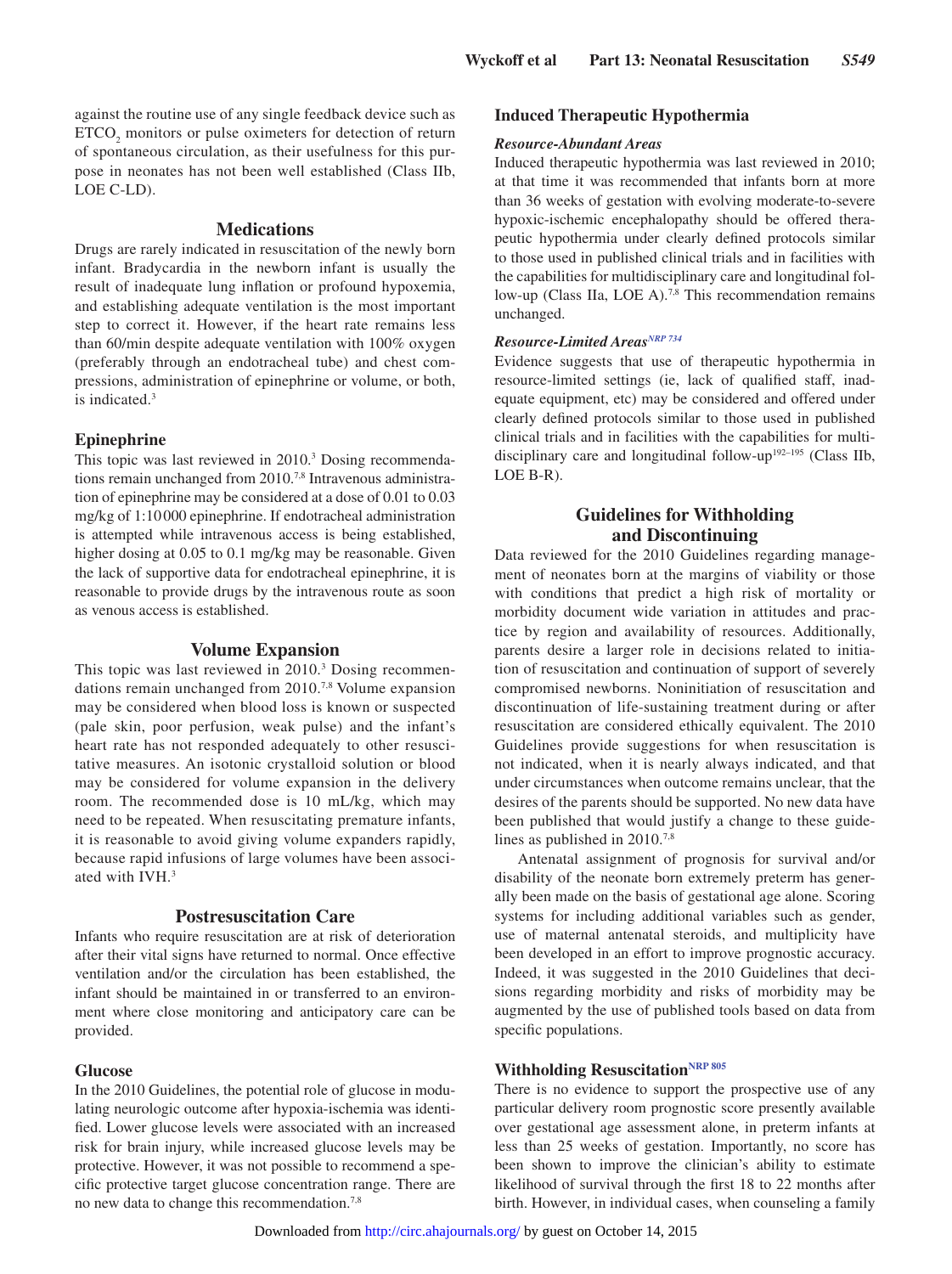against the routine use of any single feedback device such as $ETCO_2$ monitors or pulse oximeters for detection of return of spontaneous circulation, as their usefulness for this purpose in neonates has not been well established (Class IIb, LOE C-LD).

## Medications

Drugs are rarely indicated in resuscitation of the newly born infant. Bradycardia in the newborn infant is usually the result of inadequate lung inflation or profound hypoxemia, and establishing adequate ventilation is the most important step to correct it. However, if the heart rate remains less than 60/min despite adequate ventilation with 100% oxygen (preferably through an endotracheal tube) and chest compressions, administration of epinephrine or volume, or both, is indicated.[3]

### Epinephrine

This topic was last reviewed in 2010.[3] Dosing recommendations remain unchanged from 2010.[7,8] Intravenous administration of epinephrine may be considered at a dose of 0.01 to 0.03 mg/kg of 1:10000 epinephrine. If endotracheal administration is attempted while intravenous access is being established, higher dosing at 0.05 to 0.1 mg/kg may be reasonable. Given the lack of supportive data for endotracheal epinephrine, it is reasonable to provide drugs by the intravenous route as soon as venous access is established.

## Volume Expansion

This topic was last reviewed in 2010.[3] Dosing recommendations remain unchanged from 2010.[7,8] Volume expansion may be considered when blood loss is known or suspected (pale skin, poor perfusion, weak pulse) and the infant's heart rate has not responded adequately to other resuscitative measures. An isotonic crystalloid solution or blood may be considered for volume expansion in the delivery room. The recommended dose is 10 mL/kg, which may need to be repeated. When resuscitating premature infants, it is reasonable to avoid giving volume expanders rapidly, because rapid infusions of large volumes have been associated with IVH.[3]

## Postresuscitation Care

Infants who require resuscitation are at risk of deterioration after their vital signs have returned to normal. Once effective ventilation and/or the circulation has been established, the infant should be maintained in or transferred to an environment where close monitoring and anticipatory care can be provided.

### Glucose

In the 2010 Guidelines, the potential role of glucose in modulating neurologic outcome after hypoxia-ischemia was identified. Lower glucose levels were associated with an increased risk for brain injury, while increased glucose levels may be protective. However, it was not possible to recommend a specific protective target glucose concentration range. There are no new data to change this recommendation.[7,8]

### Induced Therapeutic Hypothermia

#### *Resource-Abundant Areas*

Induced therapeutic hypothermia was last reviewed in 2010; at that time it was recommended that infants born at more than 36 weeks of gestation with evolving moderate-to-severe hypoxic-ischemic encephalopathy should be offered therapeutic hypothermia under clearly defined protocols similar to those used in published clinical trials and in facilities with the capabilities for multidisciplinary care and longitudinal follow-up (Class IIa, LOE A).[7,8] This recommendation remains unchanged.

#### *Resource-Limited Areas*[NRP 734]

Evidence suggests that use of therapeutic hypothermia in resource-limited settings (ie, lack of qualified staff, inadequate equipment, etc) may be considered and offered under clearly defined protocols similar to those used in published clinical trials and in facilities with the capabilities for multidisciplinary care and longitudinal follow-up[192–195] (Class IIb, LOE B-R).

## Guidelines for Withholding and Discontinuing

Data reviewed for the 2010 Guidelines regarding management of neonates born at the margins of viability or those with conditions that predict a high risk of mortality or morbidity document wide variation in attitudes and practice by region and availability of resources. Additionally, parents desire a larger role in decisions related to initiation of resuscitation and continuation of support of severely compromised newborns. Noninitiation of resuscitation and discontinuation of life-sustaining treatment during or after resuscitation are considered ethically equivalent. The 2010 Guidelines provide suggestions for when resuscitation is not indicated, when it is nearly always indicated, and that under circumstances when outcome remains unclear, that the desires of the parents should be supported. No new data have been published that would justify a change to these guidelines as published in 2010.[7,8]

Antenatal assignment of prognosis for survival and/or disability of the neonate born extremely preterm has generally been made on the basis of gestational age alone. Scoring systems for including additional variables such as gender, use of maternal antenatal steroids, and multiplicity have been developed in an effort to improve prognostic accuracy. Indeed, it was suggested in the 2010 Guidelines that decisions regarding morbidity and risks of morbidity may be augmented by the use of published tools based on data from specific populations.

### Withholding Resuscitation[NRP 805]

There is no evidence to support the prospective use of any particular delivery room prognostic score presently available over gestational age assessment alone, in preterm infants at less than 25 weeks of gestation. Importantly, no score has been shown to improve the clinician's ability to estimate likelihood of survival through the first 18 to 22 months after birth. However, in individual cases, when counseling a family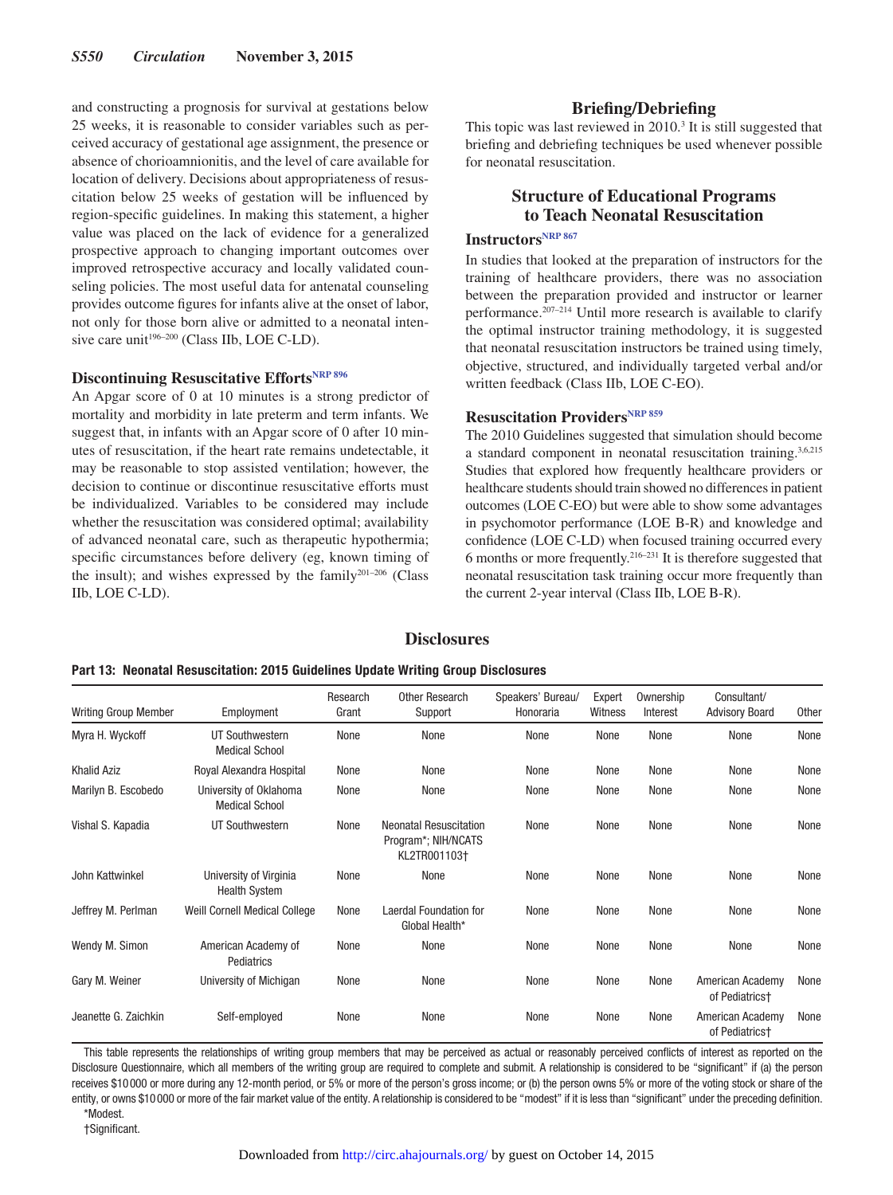and constructing a prognosis for survival at gestations below 25 weeks, it is reasonable to consider variables such as perceived accuracy of gestational age assignment, the presence or absence of chorioamnionitis, and the level of care available for location of delivery. Decisions about appropriateness of resuscitation below 25 weeks of gestation will be influenced by region-specific guidelines. In making this statement, a higher value was placed on the lack of evidence for a generalized prospective approach to changing important outcomes over improved retrospective accuracy and locally validated counseling policies. The most useful data for antenatal counseling provides outcome figures for infants alive at the onset of labor, not only for those born alive or admitted to a neonatal intensive care unit[196–200] (Class IIb, LOE C-LD).

### Discontinuing Resuscitative Efforts[NRP 896]

An Apgar score of 0 at 10 minutes is a strong predictor of mortality and morbidity in late preterm and term infants. We suggest that, in infants with an Apgar score of 0 after 10 minutes of resuscitation, if the heart rate remains undetectable, it may be reasonable to stop assisted ventilation; however, the decision to continue or discontinue resuscitative efforts must be individualized. Variables to be considered may include whether the resuscitation was considered optimal; availability of advanced neonatal care, such as therapeutic hypothermia; specific circumstances before delivery (eg, known timing of the insult); and wishes expressed by the family[201–206] (Class IIb, LOE C-LD).

## Briefing/Debriefing

This topic was last reviewed in 2010.[3] It is still suggested that briefing and debriefing techniques be used whenever possible for neonatal resuscitation.

## Structure of Educational Programs to Teach Neonatal Resuscitation

### Instructors[NRP 867]

In studies that looked at the preparation of instructors for the training of healthcare providers, there was no association between the preparation provided and instructor or learner performance.[207–214] Until more research is available to clarify the optimal instructor training methodology, it is suggested that neonatal resuscitation instructors be trained using timely, objective, structured, and individually targeted verbal and/or written feedback (Class IIb, LOE C-EO).

### Resuscitation Providers[NRP 859]

The 2010 Guidelines suggested that simulation should become a standard component in neonatal resuscitation training.[3,6,215] Studies that explored how frequently healthcare providers or healthcare students should train showed no differences in patient outcomes (LOE C-EO) but were able to show some advantages in psychomotor performance (LOE B-R) and knowledge and confidence (LOE C-LD) when focused training occurred every 6 months or more frequently.[216–231] It is therefore suggested that neonatal resuscitation task training occur more frequently than the current 2-year interval (Class IIb, LOE B-R).

## Disclosures

**Part 13: Neonatal Resuscitation: 2015 Guidelines Update Writing Group Disclosures**

| Writing Group Member | Employment | Research Grant | Other Research Support | Speakers' Bureau/ Honoraria | Expert Witness | Ownership Interest | Consultant/ Advisory Board | Other |
|---|---|---|---|---|---|---|---|---|
| Myra H. Wyckoff | UT Southwestern Medical School | None | None | None | None | None | None | None |
| Khalid Aziz | Royal Alexandra Hospital | None | None | None | None | None | None | None |
| Marilyn B. Escobedo | University of Oklahoma Medical School | None | None | None | None | None | None | None |
| Vishal S. Kapadia | UT Southwestern | None | Neonatal Resuscitation Program*; NIH/NCATS KL2TR001103† | None | None | None | None | None |
| John Kattwinkel | University of Virginia Health System | None | None | None | None | None | None | None |
| Jeffrey M. Perlman | Weill Cornell Medical College | None | Laerdal Foundation for Global Health* | None | None | None | None | None |
| Wendy M. Simon | American Academy of Pediatrics | None | None | None | None | None | None | None |
| Gary M. Weiner | University of Michigan | None | None | None | None | None | American Academy of Pediatrics† | None |
| Jeanette G. Zaichkin | Self-employed | None | None | None | None | None | American Academy of Pediatrics† | None |

This table represents the relationships of writing group members that may be perceived as actual or reasonably perceived conflicts of interest as reported on the Disclosure Questionnaire, which all members of the writing group are required to complete and submit. A relationship is considered to be "significant" if (a) the person receives $10 000 or more during any 12-month period, or 5% or more of the person's gross income; or (b) the person owns 5% or more of the voting stock or share of the entity, or owns $10 000 or more of the fair market value of the entity. A relationship is considered to be "modest" if it is less than "significant" under the preceding definition.

*Modest.

†Significant.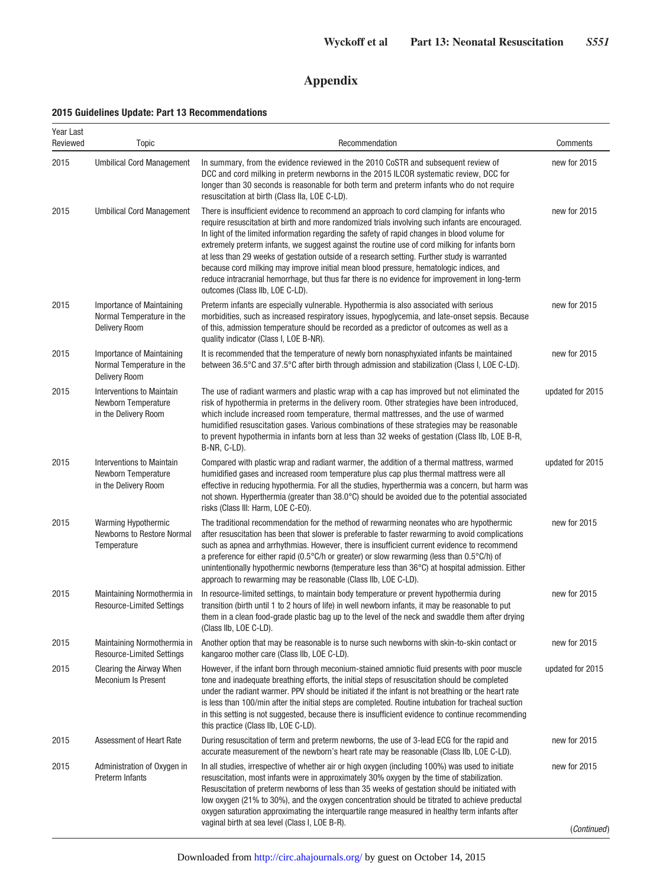# Appendix

## 2015 Guidelines Update: Part 13 Recommendations

| Year Last Reviewed | Topic | Recommendation | Comments |
|---|---|---|---|
| 2015 | Umbilical Cord Management | In summary, from the evidence reviewed in the 2010 CoSTR and subsequent review of DCC and cord milking in preterm newborns in the 2015 ILCOR systematic review, DCC for longer than 30 seconds is reasonable for both term and preterm infants who do not require resuscitation at birth (Class IIa, LOE C-LD). | new for 2015 |
| 2015 | Umbilical Cord Management | There is insufficient evidence to recommend an approach to cord clamping for infants who require resuscitation at birth and more randomized trials involving such infants are encouraged. In light of the limited information regarding the safety of rapid changes in blood volume for extremely preterm infants, we suggest against the routine use of cord milking for infants born at less than 29 weeks of gestation outside of a research setting. Further study is warranted because cord milking may improve initial mean blood pressure, hematologic indices, and reduce intracranial hemorrhage, but thus far there is no evidence for improvement in long-term outcomes (Class IIb, LOE C-LD). | new for 2015 |
| 2015 | Importance of Maintaining Normal Temperature in the Delivery Room | Preterm infants are especially vulnerable. Hypothermia is also associated with serious morbidities, such as increased respiratory issues, hypoglycemia, and late-onset sepsis. Because of this, admission temperature should be recorded as a predictor of outcomes as well as a quality indicator (Class I, LOE B-NR). | new for 2015 |
| 2015 | Importance of Maintaining Normal Temperature in the Delivery Room | It is recommended that the temperature of newly born nonasphyxiated infants be maintained between 36.5°C and 37.5°C after birth through admission and stabilization (Class I, LOE C-LD). | new for 2015 |
| 2015 | Interventions to Maintain Newborn Temperature in the Delivery Room | The use of radiant warmers and plastic wrap with a cap has improved but not eliminated the risk of hypothermia in preterms in the delivery room. Other strategies have been introduced, which include increased room temperature, thermal mattresses, and the use of warmed humidified resuscitation gases. Various combinations of these strategies may be reasonable to prevent hypothermia in infants born at less than 32 weeks of gestation (Class IIb, LOE B-R, B-NR, C-LD). | updated for 2015 |
| 2015 | Interventions to Maintain Newborn Temperature in the Delivery Room | Compared with plastic wrap and radiant warmer, the addition of a thermal mattress, warmed humidified gases and increased room temperature plus cap plus thermal mattress were all effective in reducing hypothermia. For all the studies, hyperthermia was a concern, but harm was not shown. Hyperthermia (greater than 38.0°C) should be avoided due to the potential associated risks (Class III: Harm, LOE C-EO). | updated for 2015 |
| 2015 | Warming Hypothermic Newborns to Restore Normal Temperature | The traditional recommendation for the method of rewarming neonates who are hypothermic after resuscitation has been that slower is preferable to faster rewarming to avoid complications such as apnea and arrhythmias. However, there is insufficient current evidence to recommend a preference for either rapid (0.5°C/h or greater) or slow rewarming (less than 0.5°C/h) of unintentionally hypothermic newborns (temperature less than 36°C) at hospital admission. Either approach to rewarming may be reasonable (Class IIb, LOE C-LD). | new for 2015 |
| 2015 | Maintaining Normothermia in Resource-Limited Settings | In resource-limited settings, to maintain body temperature or prevent hypothermia during transition (birth until 1 to 2 hours of life) in well newborn infants, it may be reasonable to put them in a clean food-grade plastic bag up to the level of the neck and swaddle them after drying (Class IIb, LOE C-LD). | new for 2015 |
| 2015 | Maintaining Normothermia in Resource-Limited Settings | Another option that may be reasonable is to nurse such newborns with skin-to-skin contact or kangaroo mother care (Class IIb, LOE C-LD). | new for 2015 |
| 2015 | Clearing the Airway When Meconium Is Present | However, if the infant born through meconium-stained amniotic fluid presents with poor muscle tone and inadequate breathing efforts, the initial steps of resuscitation should be completed under the radiant warmer. PPV should be initiated if the infant is not breathing or the heart rate is less than 100/min after the initial steps are completed. Routine intubation for tracheal suction in this setting is not suggested, because there is insufficient evidence to continue recommending this practice (Class IIb, LOE C-LD). | updated for 2015 |
| 2015 | Assessment of Heart Rate | During resuscitation of term and preterm newborns, the use of 3-lead ECG for the rapid and accurate measurement of the newborn's heart rate may be reasonable (Class IIb, LOE C-LD). | new for 2015 |
| 2015 | Administration of Oxygen in Preterm Infants | In all studies, irrespective of whether air or high oxygen (including 100%) was used to initiate resuscitation, most infants were in approximately 30% oxygen by the time of stabilization. Resuscitation of preterm newborns of less than 35 weeks of gestation should be initiated with low oxygen (21% to 30%), and the oxygen concentration should be titrated to achieve preductal oxygen saturation approximating the interquartile range measured in healthy term infants after vaginal birth at sea level (Class I, LOE B-R). | new for 2015 |

(*Continued*)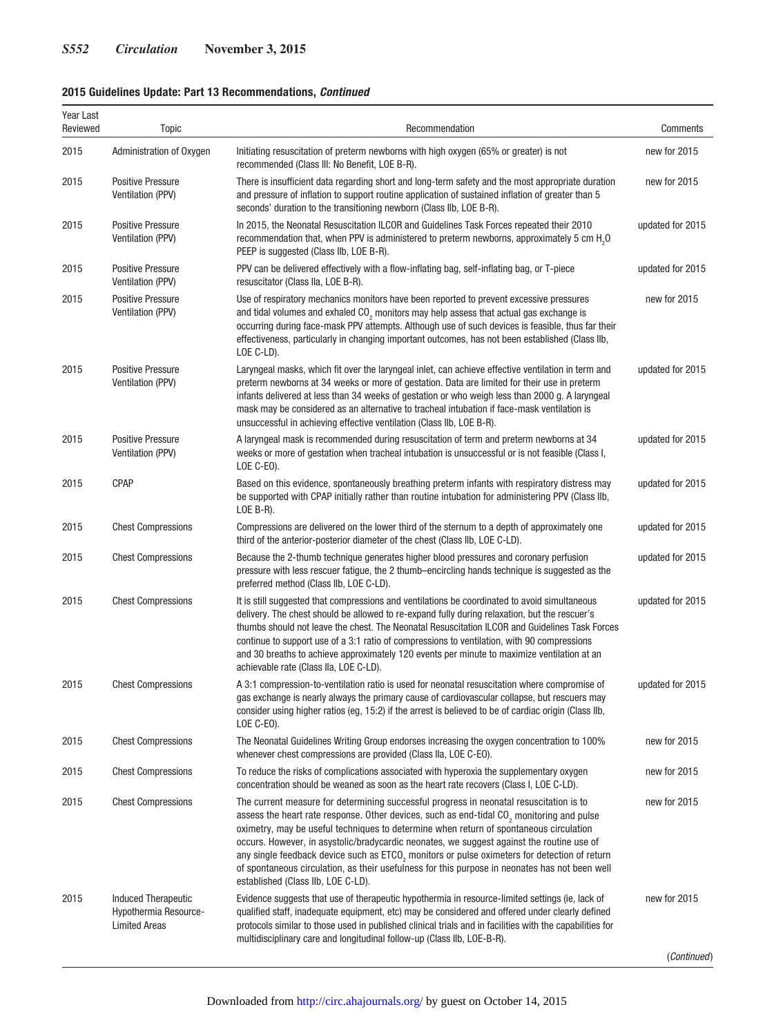**2015 Guidelines Update: Part 13 Recommendations, *Continued***

| Year Last Reviewed | Topic | Recommendation | Comments |
|---|---|---|---|
| 2015 | Administration of Oxygen | Initiating resuscitation of preterm newborns with high oxygen (65% or greater) is not recommended (Class III: No Benefit, LOE B-R). | new for 2015 |
| 2015 | Positive Pressure Ventilation (PPV) | There is insufficient data regarding short and long-term safety and the most appropriate duration and pressure of inflation to support routine application of sustained inflation of greater than 5 seconds' duration to the transitioning newborn (Class IIb, LOE B-R). | new for 2015 |
| 2015 | Positive Pressure Ventilation (PPV) | In 2015, the Neonatal Resuscitation ILCOR and Guidelines Task Forces repeated their 2010 recommendation that, when PPV is administered to preterm newborns, approximately 5 cm $H_2O$ PEEP is suggested (Class IIb, LOE B-R). | updated for 2015 |
| 2015 | Positive Pressure Ventilation (PPV) | PPV can be delivered effectively with a flow-inflating bag, self-inflating bag, or T-piece resuscitator (Class IIa, LOE B-R). | updated for 2015 |
| 2015 | Positive Pressure Ventilation (PPV) | Use of respiratory mechanics monitors have been reported to prevent excessive pressures and tidal volumes and exhaled $CO_2$ monitors may help assess that actual gas exchange is occurring during face-mask PPV attempts. Although use of such devices is feasible, thus far their effectiveness, particularly in changing important outcomes, has not been established (Class IIb, LOE C-LD). | new for 2015 |
| 2015 | Positive Pressure Ventilation (PPV) | Laryngeal masks, which fit over the laryngeal inlet, can achieve effective ventilation in term and preterm newborns at 34 weeks or more of gestation. Data are limited for their use in preterm infants delivered at less than 34 weeks of gestation or who weigh less than 2000 g. A laryngeal mask may be considered as an alternative to tracheal intubation if face-mask ventilation is unsuccessful in achieving effective ventilation (Class IIb, LOE B-R). | updated for 2015 |
| 2015 | Positive Pressure Ventilation (PPV) | A laryngeal mask is recommended during resuscitation of term and preterm newborns at 34 weeks or more of gestation when tracheal intubation is unsuccessful or is not feasible (Class I, LOE C-EO). | updated for 2015 |
| 2015 | CPAP | Based on this evidence, spontaneously breathing preterm infants with respiratory distress may be supported with CPAP initially rather than routine intubation for administering PPV (Class IIb, LOE B-R). | updated for 2015 |
| 2015 | Chest Compressions | Compressions are delivered on the lower third of the sternum to a depth of approximately one third of the anterior-posterior diameter of the chest (Class IIb, LOE C-LD). | updated for 2015 |
| 2015 | Chest Compressions | Because the 2-thumb technique generates higher blood pressures and coronary perfusion pressure with less rescuer fatigue, the 2 thumb–encircling hands technique is suggested as the preferred method (Class IIb, LOE C-LD). | updated for 2015 |
| 2015 | Chest Compressions | It is still suggested that compressions and ventilations be coordinated to avoid simultaneous delivery. The chest should be allowed to re-expand fully during relaxation, but the rescuer's thumbs should not leave the chest. The Neonatal Resuscitation ILCOR and Guidelines Task Forces continue to support use of a 3:1 ratio of compressions to ventilation, with 90 compressions and 30 breaths to achieve approximately 120 events per minute to maximize ventilation at an achievable rate (Class IIa, LOE C-LD). | updated for 2015 |
| 2015 | Chest Compressions | A 3:1 compression-to-ventilation ratio is used for neonatal resuscitation where compromise of gas exchange is nearly always the primary cause of cardiovascular collapse, but rescuers may consider using higher ratios (eg, 15:2) if the arrest is believed to be of cardiac origin (Class IIb, LOE C-EO). | updated for 2015 |
| 2015 | Chest Compressions | The Neonatal Guidelines Writing Group endorses increasing the oxygen concentration to 100% whenever chest compressions are provided (Class IIa, LOE C-EO). | new for 2015 |
| 2015 | Chest Compressions | To reduce the risks of complications associated with hyperoxia the supplementary oxygen concentration should be weaned as soon as the heart rate recovers (Class I, LOE C-LD). | new for 2015 |
| 2015 | Chest Compressions | The current measure for determining successful progress in neonatal resuscitation is to assess the heart rate response. Other devices, such as end-tidal $CO_2$ monitoring and pulse oximetry, may be useful techniques to determine when return of spontaneous circulation occurs. However, in asystolic/bradycardic neonates, we suggest against the routine use of any single feedback device such as $ETCO_2$ monitors or pulse oximeters for detection of return of spontaneous circulation, as their usefulness for this purpose in neonates has not been well established (Class IIb, LOE C-LD). | new for 2015 |
| 2015 | Induced Therapeutic Hypothermia Resource-Limited Areas | Evidence suggests that use of therapeutic hypothermia in resource-limited settings (ie, lack of qualified staff, inadequate equipment, etc) may be considered and offered under clearly defined protocols similar to those used in published clinical trials and in facilities with the capabilities for multidisciplinary care and longitudinal follow-up (Class IIb, LOE-B-R). | new for 2015 |

(*Continued*)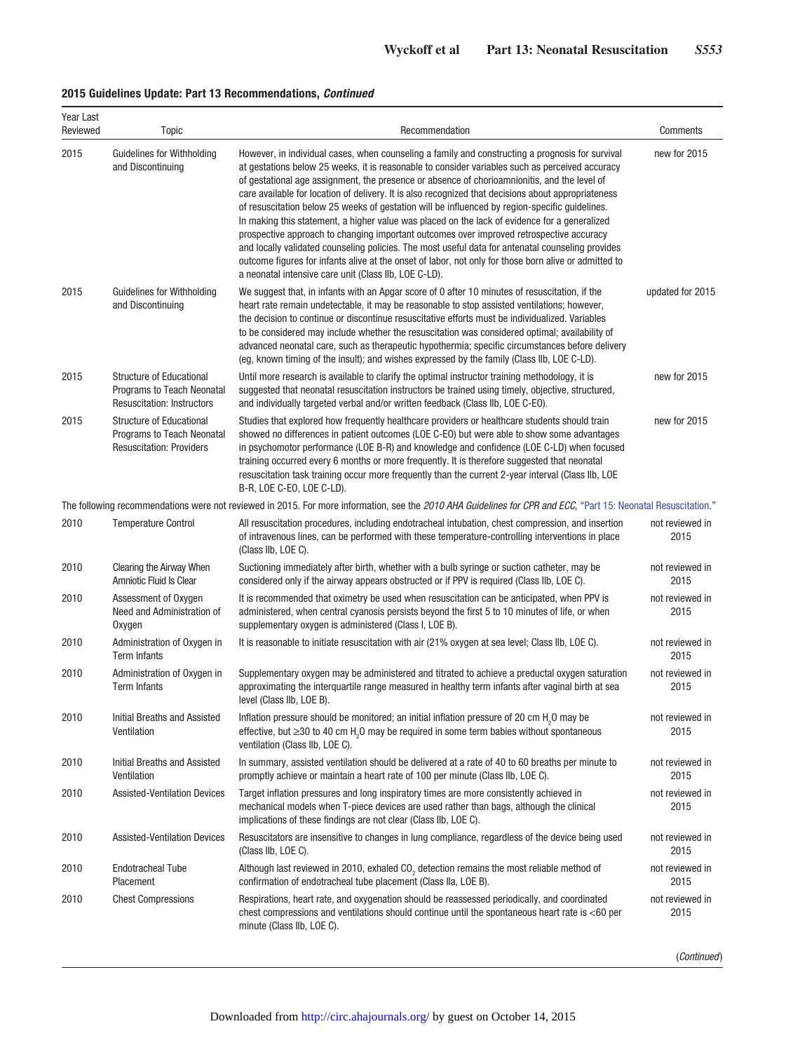**2015 Guidelines Update: Part 13 Recommendations, *Continued***

| Year Last Reviewed | Topic | Recommendation | Comments |
|---|---|---|---|
| 2015 | Guidelines for Withholding and Discontinuing | However, in individual cases, when counseling a family and constructing a prognosis for survival at gestations below 25 weeks, it is reasonable to consider variables such as perceived accuracy of gestational age assignment, the presence or absence of chorioamnionitis, and the level of care available for location of delivery. It is also recognized that decisions about appropriateness of resuscitation below 25 weeks of gestation will be influenced by region-specific guidelines. In making this statement, a higher value was placed on the lack of evidence for a generalized prospective approach to changing important outcomes over improved retrospective accuracy and locally validated counseling policies. The most useful data for antenatal counseling provides outcome figures for infants alive at the onset of labor, not only for those born alive or admitted to a neonatal intensive care unit (Class IIb, LOE C-LD). | new for 2015 |
| 2015 | Guidelines for Withholding and Discontinuing | We suggest that, in infants with an Apgar score of 0 after 10 minutes of resuscitation, if the heart rate remain undetectable, it may be reasonable to stop assisted ventilations; however, the decision to continue or discontinue resuscitative efforts must be individualized. Variables to be considered may include whether the resuscitation was considered optimal; availability of advanced neonatal care, such as therapeutic hypothermia; specific circumstances before delivery (eg, known timing of the insult); and wishes expressed by the family (Class IIb, LOE C-LD). | updated for 2015 |
| 2015 | Structure of Educational Programs to Teach Neonatal Resuscitation: Instructors | Until more research is available to clarify the optimal instructor training methodology, it is suggested that neonatal resuscitation instructors be trained using timely, objective, structured, and individually targeted verbal and/or written feedback (Class IIb, LOE C-EO). | new for 2015 |
| 2015 | Structure of Educational Programs to Teach Neonatal Resuscitation: Providers | Studies that explored how frequently healthcare providers or healthcare students should train showed no differences in patient outcomes (LOE C-EO) but were able to show some advantages in psychomotor performance (LOE B-R) and knowledge and confidence (LOE C-LD) when focused training occurred every 6 months or more frequently. It is therefore suggested that neonatal resuscitation task training occur more frequently than the current 2-year interval (Class IIb, LOE B-R, LOE C-EO, LOE C-LD). | new for 2015 |
| The following recommendations were not reviewed in 2015. For more information, see the *2010 AHA Guidelines for CPR and ECC*, "Part 15: Neonatal Resuscitation." | | | |
| 2010 | Temperature Control | All resuscitation procedures, including endotracheal intubation, chest compression, and insertion of intravenous lines, can be performed with these temperature-controlling interventions in place (Class IIb, LOE C). | not reviewed in 2015 |
| 2010 | Clearing the Airway When Amniotic Fluid Is Clear | Suctioning immediately after birth, whether with a bulb syringe or suction catheter, may be considered only if the airway appears obstructed or if PPV is required (Class IIb, LOE C). | not reviewed in 2015 |
| 2010 | Assessment of Oxygen Need and Administration of Oxygen | It is recommended that oximetry be used when resuscitation can be anticipated, when PPV is administered, when central cyanosis persists beyond the first 5 to 10 minutes of life, or when supplementary oxygen is administered (Class I, LOE B). | not reviewed in 2015 |
| 2010 | Administration of Oxygen in Term Infants | It is reasonable to initiate resuscitation with air (21% oxygen at sea level; Class IIb, LOE C). | not reviewed in 2015 |
| 2010 | Administration of Oxygen in Term Infants | Supplementary oxygen may be administered and titrated to achieve a preductal oxygen saturation approximating the interquartile range measured in healthy term infants after vaginal birth at sea level (Class IIb, LOE B). | not reviewed in 2015 |
| 2010 | Initial Breaths and Assisted Ventilation | Inflation pressure should be monitored; an initial inflation pressure of 20 cm $H_2O$ may be effective, but ≥30 to 40 cm $H_2O$ may be required in some term babies without spontaneous ventilation (Class IIb, LOE C). | not reviewed in 2015 |
| 2010 | Initial Breaths and Assisted Ventilation | In summary, assisted ventilation should be delivered at a rate of 40 to 60 breaths per minute to promptly achieve or maintain a heart rate of 100 per minute (Class IIb, LOE C). | not reviewed in 2015 |
| 2010 | Assisted-Ventilation Devices | Target inflation pressures and long inspiratory times are more consistently achieved in mechanical models when T-piece devices are used rather than bags, although the clinical implications of these findings are not clear (Class IIb, LOE C). | not reviewed in 2015 |
| 2010 | Assisted-Ventilation Devices | Resuscitators are insensitive to changes in lung compliance, regardless of the device being used (Class IIb, LOE C). | not reviewed in 2015 |
| 2010 | Endotracheal Tube Placement | Although last reviewed in 2010, exhaled $CO_2$ detection remains the most reliable method of confirmation of endotracheal tube placement (Class IIa, LOE B). | not reviewed in 2015 |
| 2010 | Chest Compressions | Respirations, heart rate, and oxygenation should be reassessed periodically, and coordinated chest compressions and ventilations should continue until the spontaneous heart rate is <60 per minute (Class IIb, LOE C). | not reviewed in 2015 |

(*Continued*)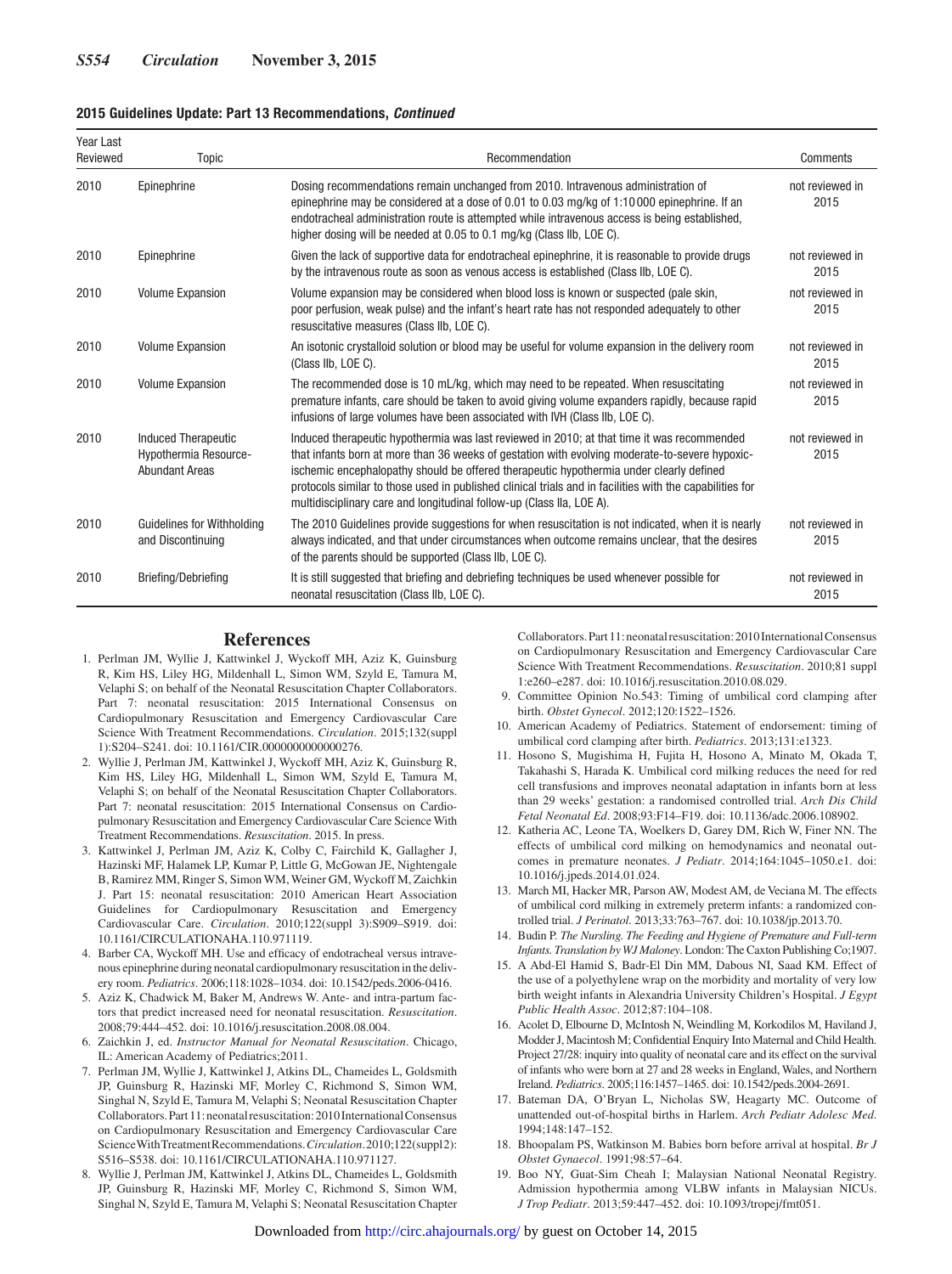**2015 Guidelines Update: Part 13 Recommendations, *Continued***

| Year Last Reviewed | Topic | Recommendation | Comments |
|---|---|---|---|
| 2010 | Epinephrine | Dosing recommendations remain unchanged from 2010. Intravenous administration of epinephrine may be considered at a dose of 0.01 to 0.03 mg/kg of 1:10 000 epinephrine. If an endotracheal administration route is attempted while intravenous access is being established, higher dosing will be needed at 0.05 to 0.1 mg/kg (Class IIb, LOE C). | not reviewed in 2015 |
| 2010 | Epinephrine | Given the lack of supportive data for endotracheal epinephrine, it is reasonable to provide drugs by the intravenous route as soon as venous access is established (Class IIb, LOE C). | not reviewed in 2015 |
| 2010 | Volume Expansion | Volume expansion may be considered when blood loss is known or suspected (pale skin, poor perfusion, weak pulse) and the infant's heart rate has not responded adequately to other resuscitative measures (Class IIb, LOE C). | not reviewed in 2015 |
| 2010 | Volume Expansion | An isotonic crystalloid solution or blood may be useful for volume expansion in the delivery room (Class IIb, LOE C). | not reviewed in 2015 |
| 2010 | Volume Expansion | The recommended dose is 10 mL/kg, which may need to be repeated. When resuscitating premature infants, care should be taken to avoid giving volume expanders rapidly, because rapid infusions of large volumes have been associated with IVH (Class IIb, LOE C). | not reviewed in 2015 |
| 2010 | Induced Therapeutic Hypothermia Resource-Abundant Areas | Induced therapeutic hypothermia was last reviewed in 2010; at that time it was recommended that infants born at more than 36 weeks of gestation with evolving moderate-to-severe hypoxic-ischemic encephalopathy should be offered therapeutic hypothermia under clearly defined protocols similar to those used in published clinical trials and in facilities with the capabilities for multidisciplinary care and longitudinal follow-up (Class IIa, LOE A). | not reviewed in 2015 |
| 2010 | Guidelines for Withholding and Discontinuing | The 2010 Guidelines provide suggestions for when resuscitation is not indicated, when it is nearly always indicated, and that under circumstances when outcome remains unclear, that the desires of the parents should be supported (Class IIb, LOE C). | not reviewed in 2015 |
| 2010 | Briefing/Debriefing | It is still suggested that briefing and debriefing techniques be used whenever possible for neonatal resuscitation (Class IIb, LOE C). | not reviewed in 2015 |

## References

1. Perlman JM, Wyllie J, Kattwinkel J, Wyckoff MH, Aziz K, Guinsburg R, Kim HS, Liley HG, Mildenhall L, Simon WM, Szyld E, Tamura M, Velaphi S; on behalf of the Neonatal Resuscitation Chapter Collaborators. Part 7: neonatal resuscitation: 2015 International Consensus on Cardiopulmonary Resuscitation and Emergency Cardiovascular Care Science With Treatment Recommendations. *Circulation*. 2015;132(suppl 1):S204–S241. doi: 10.1161/CIR.0000000000000276.
2. Wyllie J, Perlman JM, Kattwinkel J, Wyckoff MH, Aziz K, Guinsburg R, Kim HS, Liley HG, Mildenhall L, Simon WM, Szyld E, Tamura M, Velaphi S; on behalf of the Neonatal Resuscitation Chapter Collaborators. Part 7: neonatal resuscitation: 2015 International Consensus on Cardiopulmonary Resuscitation and Emergency Cardiovascular Care Science With Treatment Recommendations. *Resuscitation*. 2015. In press.
3. Kattwinkel J, Perlman JM, Aziz K, Colby C, Fairchild K, Gallagher J, Hazinski MF, Halamek LP, Kumar P, Little G, McGowan JE, Nightengale B, Ramirez MM, Ringer S, Simon WM, Weiner GM, Wyckoff M, Zaichkin J. Part 15: neonatal resuscitation: 2010 American Heart Association Guidelines for Cardiopulmonary Resuscitation and Emergency Cardiovascular Care. *Circulation*. 2010;122(suppl 3):S909–S919. doi: 10.1161/CIRCULATIONAHA.110.971119.
4. Barber CA, Wyckoff MH. Use and efficacy of endotracheal versus intravenous epinephrine during neonatal cardiopulmonary resuscitation in the delivery room. *Pediatrics*. 2006;118:1028–1034. doi: 10.1542/peds.2006-0416.
5. Aziz K, Chadwick M, Baker M, Andrews W. Ante- and intra-partum factors that predict increased need for neonatal resuscitation. *Resuscitation*. 2008;79:444–452. doi: 10.1016/j.resuscitation.2008.08.004.
6. Zaichkin J, ed. *Instructor Manual for Neonatal Resuscitation*. Chicago, IL: American Academy of Pediatrics;2011.
7. Perlman JM, Wyllie J, Kattwinkel J, Atkins DL, Chameides L, Goldsmith JP, Guinsburg R, Hazinski MF, Morley C, Richmond S, Simon WM, Singhal N, Szyld E, Tamura M, Velaphi S; Neonatal Resuscitation Chapter Collaborators. Part 11: neonatal resuscitation: 2010 International Consensus on Cardiopulmonary Resuscitation and Emergency Cardiovascular Care Science With Treatment Recommendations. *Circulation*. 2010;122(suppl2):S516–S538. doi: 10.1161/CIRCULATIONAHA.110.971127.
8. Wyllie J, Perlman JM, Kattwinkel J, Atkins DL, Chameides L, Goldsmith JP, Guinsburg R, Hazinski MF, Morley C, Richmond S, Simon WM, Singhal N, Szyld E, Tamura M, Velaphi S; Neonatal Resuscitation Chapter Collaborators. Part 11: neonatal resuscitation: 2010 International Consensus on Cardiopulmonary Resuscitation and Emergency Cardiovascular Care Science With Treatment Recommendations. *Resuscitation*. 2010;81 suppl 1:e260–e287. doi: 10.1016/j.resuscitation.2010.08.029.
9. Committee Opinion No.543: Timing of umbilical cord clamping after birth. *Obstet Gynecol*. 2012;120:1522–1526.
10. American Academy of Pediatrics. Statement of endorsement: timing of umbilical cord clamping after birth. *Pediatrics*. 2013;131:e1323.
11. Hosono S, Mugishima H, Fujita H, Hosono A, Minato M, Okada T, Takahashi S, Harada K. Umbilical cord milking reduces the need for red cell transfusions and improves neonatal adaptation in infants born at less than 29 weeks' gestation: a randomised controlled trial. *Arch Dis Child Fetal Neonatal Ed*. 2008;93:F14–F19. doi: 10.1136/adc.2006.108902.
12. Katheria AC, Leone TA, Woelkers D, Garey DM, Rich W, Finer NN. The effects of umbilical cord milking on hemodynamics and neonatal outcomes in premature neonates. *J Pediatr*. 2014;164:1045–1050.e1. doi: 10.1016/j.jpeds.2014.01.024.
13. March MI, Hacker MR, Parson AW, Modest AM, de Veciana M. The effects of umbilical cord milking in extremely preterm infants: a randomized controlled trial. *J Perinatol*. 2013;33:763–767. doi: 10.1038/jp.2013.70.
14. Budin P. *The Nursling. The Feeding and Hygiene of Premature and Full-term Infants. Translation by WJ Maloney*. London: The Caxton Publishing Co;1907.
15. A Abd-El Hamid S, Badr-El Din MM, Dabous NI, Saad KM. Effect of the use of a polyethylene wrap on the morbidity and mortality of very low birth weight infants in Alexandria University Children's Hospital. *J Egypt Public Health Assoc*. 2012;87:104–108.
16. Acolet D, Elbourne D, McIntosh N, Weindling M, Korkodilos M, Haviland J, Modder J, Macintosh M; Confidential Enquiry Into Maternal and Child Health. Project 27/28: inquiry into quality of neonatal care and its effect on the survival of infants who were born at 27 and 28 weeks in England, Wales, and Northern Ireland. *Pediatrics*. 2005;116:1457–1465. doi: 10.1542/peds.2004-2691.
17. Bateman DA, O'Bryan L, Nicholas SW, Heagarty MC. Outcome of unattended out-of-hospital births in Harlem. *Arch Pediatr Adolesc Med*. 1994;148:147–152.
18. Bhoopalam PS, Watkinson M. Babies born before arrival at hospital. *Br J Obstet Gynaecol*. 1991;98:57–64.
19. Boo NY, Guat-Sim Cheah I; Malaysian National Neonatal Registry. Admission hypothermia among VLBW infants in Malaysian NICUs. *J Trop Pediatr*. 2013;59:447–452. doi: 10.1093/tropej/fmt051.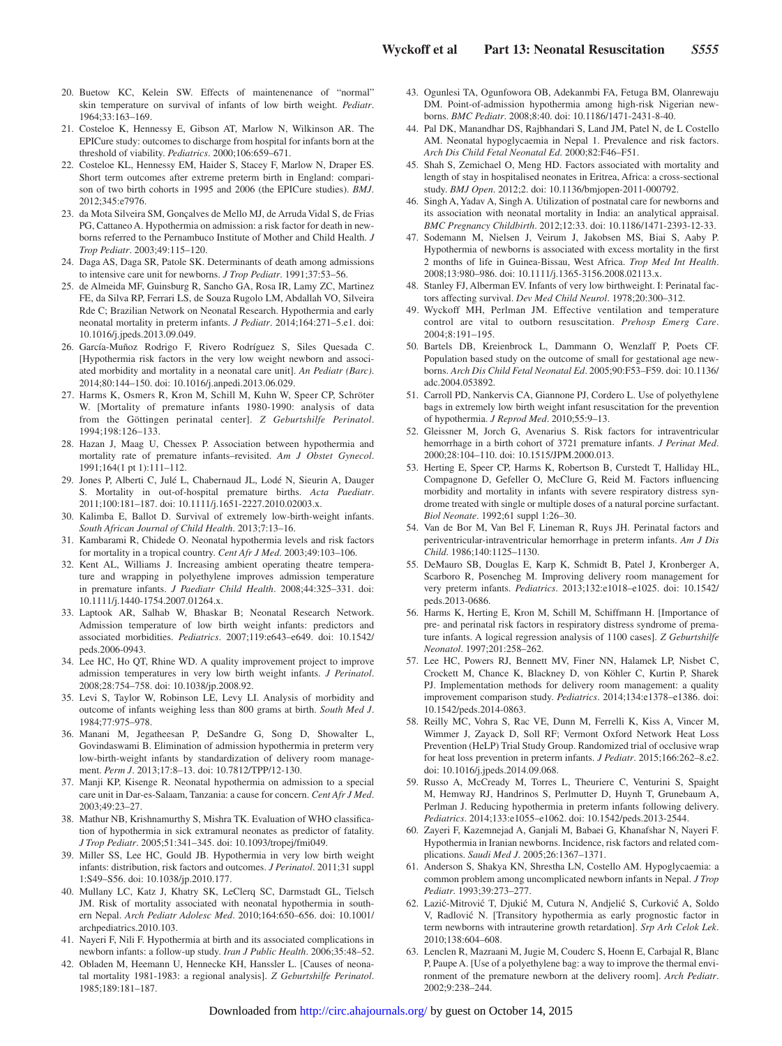20. Buetow KC, Kelein SW. Effects of maintenenance of "normal" skin temperature on survival of infants of low birth weight. *Pediatr*. 1964;33:163–169.
21. Costeloe K, Hennessy E, Gibson AT, Marlow N, Wilkinson AR. The EPICure study: outcomes to discharge from hospital for infants born at the threshold of viability. *Pediatrics*. 2000;106:659–671.
22. Costeloe KL, Hennessy EM, Haider S, Stacey F, Marlow N, Draper ES. Short term outcomes after extreme preterm birth in England: comparison of two birth cohorts in 1995 and 2006 (the EPICure studies). *BMJ*. 2012;345:e7976.
23. da Mota Silveira SM, Gonçalves de Mello MJ, de Arruda Vidal S, de Frias PG, Cattaneo A. Hypothermia on admission: a risk factor for death in newborns referred to the Pernambuco Institute of Mother and Child Health. *J Trop Pediatr*. 2003;49:115–120.
24. Daga AS, Daga SR, Patole SK. Determinants of death among admissions to intensive care unit for newborns. *J Trop Pediatr*. 1991;37:53–56.
25. de Almeida MF, Guinsburg R, Sancho GA, Rosa IR, Lamy ZC, Martinez FE, da Silva RP, Ferrari LS, de Souza Rugolo LM, Abdallah VO, Silveira Rde C; Brazilian Network on Neonatal Research. Hypothermia and early neonatal mortality in preterm infants. *J Pediatr*. 2014;164:271–5.e1. doi: 10.1016/j.jpeds.2013.09.049.
26. García-Muñoz Rodrigo F, Rivero Rodríguez S, Siles Quesada C. [Hypothermia risk factors in the very low weight newborn and associated morbidity and mortality in a neonatal care unit]. *An Pediatr (Barc)*. 2014;80:144–150. doi: 10.1016/j.anpedi.2013.06.029.
27. Harms K, Osmers R, Kron M, Schill M, Kuhn W, Speer CP, Schröter W. [Mortality of premature infants 1980-1990: analysis of data from the Göttingen perinatal center]. *Z Geburtshilfe Perinatol*. 1994;198:126–133.
28. Hazan J, Maag U, Chessex P. Association between hypothermia and mortality rate of premature infants–revisited. *Am J Obstet Gynecol*. 1991;164(1 pt 1):111–112.
29. Jones P, Alberti C, Julé L, Chabernaud JL, Lodé N, Sieurin A, Dauger S. Mortality in out-of-hospital premature births. *Acta Paediatr*. 2011;100:181–187. doi: 10.1111/j.1651-2227.2010.02003.x.
30. Kalimba E, Ballot D. Survival of extremely low-birth-weight infants. *South African Journal of Child Health*. 2013;7:13–16.
31. Kambarami R, Chidede O. Neonatal hypothermia levels and risk factors for mortality in a tropical country. *Cent Afr J Med*. 2003;49:103–106.
32. Kent AL, Williams J. Increasing ambient operating theatre temperature and wrapping in polyethylene improves admission temperature in premature infants. *J Paediatr Child Health*. 2008;44:325–331. doi: 10.1111/j.1440-1754.2007.01264.x.
33. Laptook AR, Salhab W, Bhaskar B; Neonatal Research Network. Admission temperature of low birth weight infants: predictors and associated morbidities. *Pediatrics*. 2007;119:e643–e649. doi: 10.1542/peds.2006-0943.
34. Lee HC, Ho QT, Rhine WD. A quality improvement project to improve admission temperatures in very low birth weight infants. *J Perinatol*. 2008;28:754–758. doi: 10.1038/jp.2008.92.
35. Levi S, Taylor W, Robinson LE, Levy LI. Analysis of morbidity and outcome of infants weighing less than 800 grams at birth. *South Med J*. 1984;77:975–978.
36. Manani M, Jegatheesan P, DeSandre G, Song D, Showalter L, Govindaswami B. Elimination of admission hypothermia in preterm very low-birth-weight infants by standardization of delivery room management. *Perm J*. 2013;17:8–13. doi: 10.7812/TPP/12-130.
37. Manji KP, Kisenge R. Neonatal hypothermia on admission to a special care unit in Dar-es-Salaam, Tanzania: a cause for concern. *Cent Afr J Med*. 2003;49:23–27.
38. Mathur NB, Krishnamurthy S, Mishra TK. Evaluation of WHO classification of hypothermia in sick extramural neonates as predictor of fatality. *J Trop Pediatr*. 2005;51:341–345. doi: 10.1093/tropej/fmi049.
39. Miller SS, Lee HC, Gould JB. Hypothermia in very low birth weight infants: distribution, risk factors and outcomes. *J Perinatol*. 2011;31 suppl 1:S49–S56. doi: 10.1038/jp.2010.177.
40. Mullany LC, Katz J, Khatry SK, LeClerq SC, Darmstadt GL, Tielsch JM. Risk of mortality associated with neonatal hypothermia in southern Nepal. *Arch Pediatr Adolesc Med*. 2010;164:650–656. doi: 10.1001/archpediatrics.2010.103.
41. Nayeri F, Nili F. Hypothermia at birth and its associated complications in newborn infants: a follow-up study. *Iran J Public Health*. 2006;35:48–52.
42. Obladen M, Heemann U, Hennecke KH, Hanssler L. [Causes of neonatal mortality 1981-1983: a regional analysis]. *Z Geburtshilfe Perinatol*. 1985;189:181–187.
43. Ogunlesi TA, Ogunfowora OB, Adekanmbi FA, Fetuga BM, Olanrewaju DM. Point-of-admission hypothermia among high-risk Nigerian newborns. *BMC Pediatr*. 2008;8:40. doi: 10.1186/1471-2431-8-40.
44. Pal DK, Manandhar DS, Rajbhandari S, Land JM, Patel N, de L Costello AM. Neonatal hypoglycaemia in Nepal 1. Prevalence and risk factors. *Arch Dis Child Fetal Neonatal Ed*. 2000;82:F46–F51.
45. Shah S, Zemichael O, Meng HD. Factors associated with mortality and length of stay in hospitalised neonates in Eritrea, Africa: a cross-sectional study. *BMJ Open*. 2012;2. doi: 10.1136/bmjopen-2011-000792.
46. Singh A, Yadav A, Singh A. Utilization of postnatal care for newborns and its association with neonatal mortality in India: an analytical appraisal. *BMC Pregnancy Childbirth*. 2012;12:33. doi: 10.1186/1471-2393-12-33.
47. Sodemann M, Nielsen J, Veirum J, Jakobsen MS, Biai S, Aaby P. Hypothermia of newborns is associated with excess mortality in the first 2 months of life in Guinea-Bissau, West Africa. *Trop Med Int Health*. 2008;13:980–986. doi: 10.1111/j.1365-3156.2008.02113.x.
48. Stanley FJ, Alberman EV. Infants of very low birthweight. I: Perinatal factors affecting survival. *Dev Med Child Neurol*. 1978;20:300–312.
49. Wyckoff MH, Perlman JM. Effective ventilation and temperature control are vital to outborn resuscitation. *Prehosp Emerg Care*. 2004;8:191–195.
50. Bartels DB, Kreienbrock L, Dammann O, Wenzlaff P, Poets CF. Population based study on the outcome of small for gestational age newborns. *Arch Dis Child Fetal Neonatal Ed*. 2005;90:F53–F59. doi: 10.1136/adc.2004.053892.
51. Carroll PD, Nankervis CA, Giannone PJ, Cordero L. Use of polyethylene bags in extremely low birth weight infant resuscitation for the prevention of hypothermia. *J Reprod Med*. 2010;55:9–13.
52. Gleissner M, Jorch G, Avenarius S. Risk factors for intraventricular hemorrhage in a birth cohort of 3721 premature infants. *J Perinat Med*. 2000;28:104–110. doi: 10.1515/JPM.2000.013.
53. Herting E, Speer CP, Harms K, Robertson B, Curstedt T, Halliday HL, Compagnone D, Gefeller O, McClure G, Reid M. Factors influencing morbidity and mortality in infants with severe respiratory distress syndrome treated with single or multiple doses of a natural porcine surfactant. *Biol Neonate*. 1992;61 suppl 1:26–30.
54. Van de Bor M, Van Bel F, Lineman R, Ruys JH. Perinatal factors and periventricular-intraventricular hemorrhage in preterm infants. *Am J Dis Child*. 1986;140:1125–1130.
55. DeMauro SB, Douglas E, Karp K, Schmidt B, Patel J, Kronberger A, Scarboro R, Posencheg M. Improving delivery room management for very preterm infants. *Pediatrics*. 2013;132:e1018–e1025. doi: 10.1542/peds.2013-0686.
56. Harms K, Herting E, Kron M, Schill M, Schiffmann H. [Importance of pre- and perinatal risk factors in respiratory distress syndrome of premature infants. A logical regression analysis of 1100 cases]. *Z Geburtshilfe Neonatol*. 1997;201:258–262.
57. Lee HC, Powers RJ, Bennett MV, Finer NN, Halamek LP, Nisbet C, Crockett M, Chance K, Blackney D, von Köhler C, Kurtin P, Sharek PJ. Implementation methods for delivery room management: a quality improvement comparison study. *Pediatrics*. 2014;134:e1378–e1386. doi: 10.1542/peds.2014-0863.
58. Reilly MC, Vohra S, Rac VE, Dunn M, Ferrelli K, Kiss A, Vincer M, Wimmer J, Zayack D, Soll RF; Vermont Oxford Network Heat Loss Prevention (HeLP) Trial Study Group. Randomized trial of occlusive wrap for heat loss prevention in preterm infants. *J Pediatr*. 2015;166:262–8.e2. doi: 10.1016/j.jpeds.2014.09.068.
59. Russo A, McCready M, Torres L, Theuriere C, Venturini S, Spaight M, Hemway RJ, Handrinos S, Perlmutter D, Huynh T, Grunebaum A, Perlman J. Reducing hypothermia in preterm infants following delivery. *Pediatrics*. 2014;133:e1055–e1062. doi: 10.1542/peds.2013-2544.
60. Zayeri F, Kazemnejad A, Ganjali M, Babaei G, Khanafshar N, Nayeri F. Hypothermia in Iranian newborns. Incidence, risk factors and related complications. *Saudi Med J*. 2005;26:1367–1371.
61. Anderson S, Shakya KN, Shrestha LN, Costello AM. Hypoglycaemia: a common problem among uncomplicated newborn infants in Nepal. *J Trop Pediatr*. 1993;39:273–277.
62. Lazić-Mitrović T, Djukić M, Cutura N, Andjelić S, Curković A, Soldo V, Radlović N. [Transitory hypothermia as early prognostic factor in term newborns with intrauterine growth retardation]. *Srp Arh Celok Lek*. 2010;138:604–608.
63. Lenclen R, Mazraani M, Jugie M, Couderc S, Hoenn E, Carbajal R, Blanc P, Paupe A. [Use of a polyethylene bag: a way to improve the thermal environment of the premature newborn at the delivery room]. *Arch Pediatr*. 2002;9:238–244.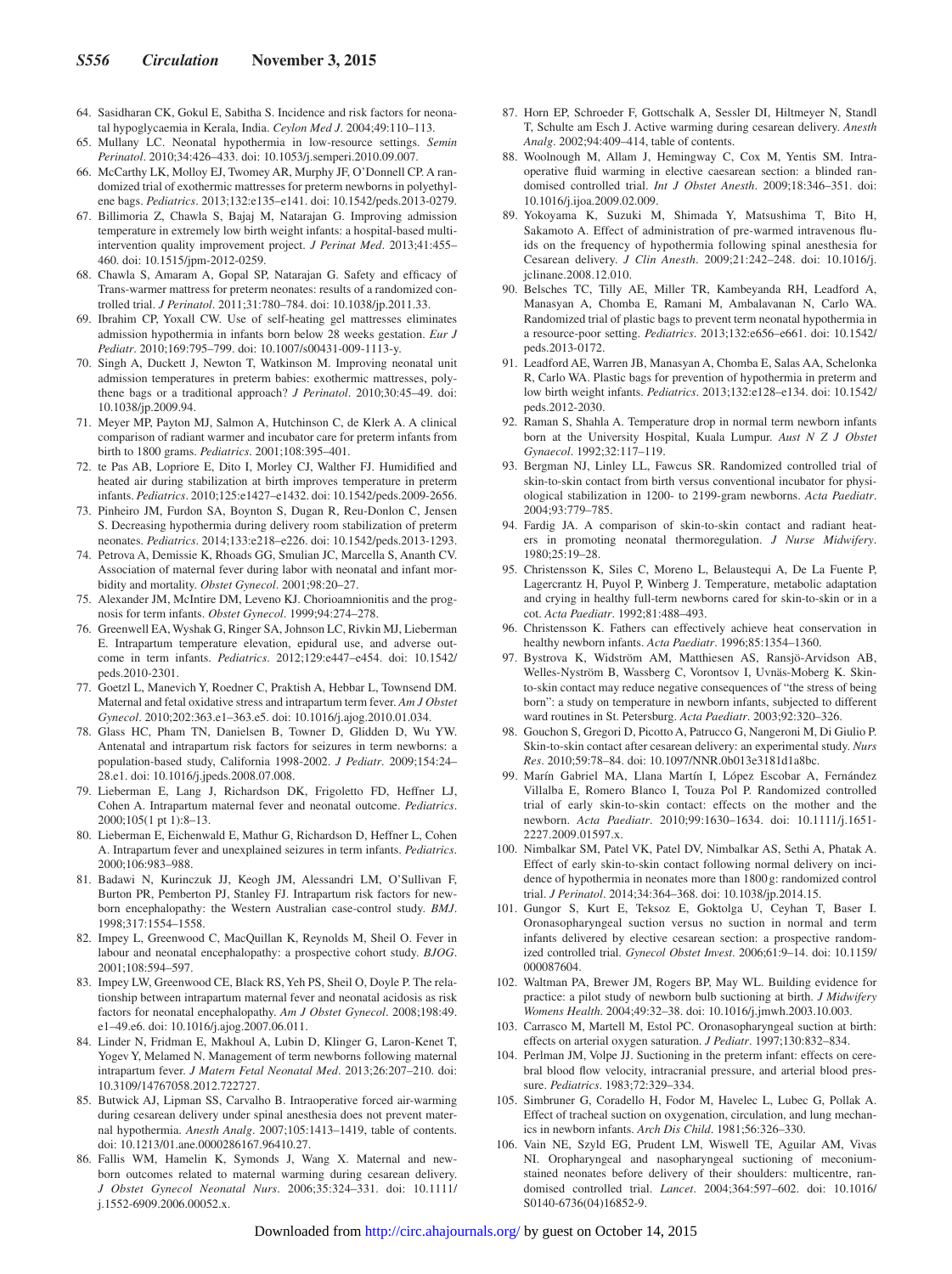64. Sasidharan CK, Gokul E, Sabitha S. Incidence and risk factors for neonatal hypoglycaemia in Kerala, India. *Ceylon Med J*. 2004;49:110–113.
65. Mullany LC. Neonatal hypothermia in low-resource settings. *Semin Perinatol*. 2010;34:426–433. doi: 10.1053/j.semperi.2010.09.007.
66. McCarthy LK, Molloy EJ, Twomey AR, Murphy JF, O'Donnell CP. A randomized trial of exothermic mattresses for preterm newborns in polyethylene bags. *Pediatrics*. 2013;132:e135–e141. doi: 10.1542/peds.2013-0279.
67. Billimoria Z, Chawla S, Bajaj M, Natarajan G. Improving admission temperature in extremely low birth weight infants: a hospital-based multi-intervention quality improvement project. *J Perinat Med*. 2013;41:455–460. doi: 10.1515/jpm-2012-0259.
68. Chawla S, Amaram A, Gopal SP, Natarajan G. Safety and efficacy of Trans-warmer mattress for preterm neonates: results of a randomized controlled trial. *J Perinatol*. 2011;31:780–784. doi: 10.1038/jp.2011.33.
69. Ibrahim CP, Yoxall CW. Use of self-heating gel mattresses eliminates admission hypothermia in infants born below 28 weeks gestation. *Eur J Pediatr*. 2010;169:795–799. doi: 10.1007/s00431-009-1113-y.
70. Singh A, Duckett J, Newton T, Watkinson M. Improving neonatal unit admission temperatures in preterm babies: exothermic mattresses, polythene bags or a traditional approach? *J Perinatol*. 2010;30:45–49. doi: 10.1038/jp.2009.94.
71. Meyer MP, Payton MJ, Salmon A, Hutchinson C, de Klerk A. A clinical comparison of radiant warmer and incubator care for preterm infants from birth to 1800 grams. *Pediatrics*. 2001;108:395–401.
72. te Pas AB, Lopriore E, Dito I, Morley CJ, Walther FJ. Humidified and heated air during stabilization at birth improves temperature in preterm infants. *Pediatrics*. 2010;125:e1427–e1432. doi: 10.1542/peds.2009-2656.
73. Pinheiro JM, Furdon SA, Boynton S, Dugan R, Reu-Donlon C, Jensen S. Decreasing hypothermia during delivery room stabilization of preterm neonates. *Pediatrics*. 2014;133:e218–e226. doi: 10.1542/peds.2013-1293.
74. Petrova A, Demissie K, Rhoads GG, Smulian JC, Marcella S, Ananth CV. Association of maternal fever during labor with neonatal and infant morbidity and mortality. *Obstet Gynecol*. 2001;98:20–27.
75. Alexander JM, McIntire DM, Leveno KJ. Chorioamnionitis and the prognosis for term infants. *Obstet Gynecol*. 1999;94:274–278.
76. Greenwell EA, Wyshak G, Ringer SA, Johnson LC, Rivkin MJ, Lieberman E. Intrapartum temperature elevation, epidural use, and adverse outcome in term infants. *Pediatrics*. 2012;129:e447–e454. doi: 10.1542/peds.2010-2301.
77. Goetzl L, Manevich Y, Roedner C, Praktish A, Hebbar L, Townsend DM. Maternal and fetal oxidative stress and intrapartum term fever. *Am J Obstet Gynecol*. 2010;202:363.e1–363.e5. doi: 10.1016/j.ajog.2010.01.034.
78. Glass HC, Pham TN, Danielsen B, Towner D, Glidden D, Wu YW. Antenatal and intrapartum risk factors for seizures in term newborns: a population-based study, California 1998-2002. *J Pediatr*. 2009;154:24–28.e1. doi: 10.1016/j.jpeds.2008.07.008.
79. Lieberman E, Lang J, Richardson DK, Frigoletto FD, Heffner LJ, Cohen A. Intrapartum maternal fever and neonatal outcome. *Pediatrics*. 2000;105(1 pt 1):8–13.
80. Lieberman E, Eichenwald E, Mathur G, Richardson D, Heffner L, Cohen A. Intrapartum fever and unexplained seizures in term infants. *Pediatrics*. 2000;106:983–988.
81. Badawi N, Kurinczuk JJ, Keogh JM, Alessandri LM, O'Sullivan F, Burton PR, Pemberton PJ, Stanley FJ. Intrapartum risk factors for newborn encephalopathy: the Western Australian case-control study. *BMJ*. 1998;317:1554–1558.
82. Impey L, Greenwood C, MacQuillan K, Reynolds M, Sheil O. Fever in labour and neonatal encephalopathy: a prospective cohort study. *BJOG*. 2001;108:594–597.
83. Impey LW, Greenwood CE, Black RS, Yeh PS, Sheil O, Doyle P. The relationship between intrapartum maternal fever and neonatal acidosis as risk factors for neonatal encephalopathy. *Am J Obstet Gynecol*. 2008;198:49.e1–49.e6. doi: 10.1016/j.ajog.2007.06.011.
84. Linder N, Fridman E, Makhoul A, Lubin D, Klinger G, Laron-Kenet T, Yogev Y, Melamed N. Management of term newborns following maternal intrapartum fever. *J Matern Fetal Neonatal Med*. 2013;26:207–210. doi: 10.3109/14767058.2012.722727.
85. Butwick AJ, Lipman SS, Carvalho B. Intraoperative forced air-warming during cesarean delivery under spinal anesthesia does not prevent maternal hypothermia. *Anesth Analg*. 2007;105:1413–1419, table of contents. doi: 10.1213/01.ane.0000286167.96410.27.
86. Fallis WM, Hamelin K, Symonds J, Wang X. Maternal and newborn outcomes related to maternal warming during cesarean delivery. *J Obstet Gynecol Neonatal Nurs*. 2006;35:324–331. doi: 10.1111/j.1552-6909.2006.00052.x.
87. Horn EP, Schroeder F, Gottschalk A, Sessler DI, Hiltmeyer N, Standl T, Schulte am Esch J. Active warming during cesarean delivery. *Anesth Analg*. 2002;94:409–414, table of contents.
88. Woolnough M, Allam J, Hemingway C, Cox M, Yentis SM. Intra-operative fluid warming in elective caesarean section: a blinded randomised controlled trial. *Int J Obstet Anesth*. 2009;18:346–351. doi: 10.1016/j.ijoa.2009.02.009.
89. Yokoyama K, Suzuki M, Shimada Y, Matsushima T, Bito H, Sakamoto A. Effect of administration of pre-warmed intravenous fluids on the frequency of hypothermia following spinal anesthesia for Cesarean delivery. *J Clin Anesth*. 2009;21:242–248. doi: 10.1016/j.jclinane.2008.12.010.
90. Belsches TC, Tilly AE, Miller TR, Kambeyanda RH, Leadford A, Manasyan A, Chomba E, Ramani M, Ambalavanan N, Carlo WA. Randomized trial of plastic bags to prevent term neonatal hypothermia in a resource-poor setting. *Pediatrics*. 2013;132:e656–e661. doi: 10.1542/peds.2013-0172.
91. Leadford AE, Warren JB, Manasyan A, Chomba E, Salas AA, Schelonka R, Carlo WA. Plastic bags for prevention of hypothermia in preterm and low birth weight infants. *Pediatrics*. 2013;132:e128–e134. doi: 10.1542/peds.2012-2030.
92. Raman S, Shahla A. Temperature drop in normal term newborn infants born at the University Hospital, Kuala Lumpur. *Aust N Z J Obstet Gynaecol*. 1992;32:117–119.
93. Bergman NJ, Linley LL, Fawcus SR. Randomized controlled trial of skin-to-skin contact from birth versus conventional incubator for physiological stabilization in 1200- to 2199-gram newborns. *Acta Paediatr*. 2004;93:779–785.
94. Fardig JA. A comparison of skin-to-skin contact and radiant heaters in promoting neonatal thermoregulation. *J Nurse Midwifery*. 1980;25:19–28.
95. Christensson K, Siles C, Moreno L, Belaustequi A, De La Fuente P, Lagercrantz H, Puyol P, Winberg J. Temperature, metabolic adaptation and crying in healthy full-term newborns cared for skin-to-skin or in a cot. *Acta Paediatr*. 1992;81:488–493.
96. Christensson K. Fathers can effectively achieve heat conservation in healthy newborn infants. *Acta Paediatr*. 1996;85:1354–1360.
97. Bystrova K, Widström AM, Matthiesen AS, Ransjö-Arvidson AB, Welles-Nyström B, Wassberg C, Vorontsov I, Uvnäs-Moberg K. Skin-to-skin contact may reduce negative consequences of "the stress of being born": a study on temperature in newborn infants, subjected to different ward routines in St. Petersburg. *Acta Paediatr*. 2003;92:320–326.
98. Gouchon S, Gregori D, Picotto A, Patrucco G, Nangeroni M, Di Giulio P. Skin-to-skin contact after cesarean delivery: an experimental study. *Nurs Res*. 2010;59:78–84. doi: 10.1097/NNR.0b013e3181d1a8bc.
99. Marín Gabriel MA, Llana Martín I, López Escobar A, Fernández Villalba E, Romero Blanco I, Touza Pol P. Randomized controlled trial of early skin-to-skin contact: effects on the mother and the newborn. *Acta Paediatr*. 2010;99:1630–1634. doi: 10.1111/j.1651-2227.2009.01597.x.
100. Nimbalkar SM, Patel VK, Patel DV, Nimbalkar AS, Sethi A, Phatak A. Effect of early skin-to-skin contact following normal delivery on incidence of hypothermia in neonates more than 1800 g: randomized control trial. *J Perinatol*. 2014;34:364–368. doi: 10.1038/jp.2014.15.
101. Gungor S, Kurt E, Teksoz E, Goktolga U, Ceyhan T, Baser I. Oronasopharyngeal suction versus no suction in normal and term infants delivered by elective cesarean section: a prospective randomized controlled trial. *Gynecol Obstet Invest*. 2006;61:9–14. doi: 10.1159/000087604.
102. Waltman PA, Brewer JM, Rogers BP, May WL. Building evidence for practice: a pilot study of newborn bulb suctioning at birth. *J Midwifery Womens Health*. 2004;49:32–38. doi: 10.1016/j.jmwh.2003.10.003.
103. Carrasco M, Martell M, Estol PC. Oronasopharyngeal suction at birth: effects on arterial oxygen saturation. *J Pediatr*. 1997;130:832–834.
104. Perlman JM, Volpe JJ. Suctioning in the preterm infant: effects on cerebral blood flow velocity, intracranial pressure, and arterial blood pressure. *Pediatrics*. 1983;72:329–334.
105. Simbruner G, Coradello H, Fodor M, Havelec L, Lubec G, Pollak A. Effect of tracheal suction on oxygenation, circulation, and lung mechanics in newborn infants. *Arch Dis Child*. 1981;56:326–330.
106. Vain NE, Szyld EG, Prudent LM, Wiswell TE, Aguilar AM, Vivas NI. Oropharyngeal and nasopharyngeal suctioning of meconium-stained neonates before delivery of their shoulders: multicentre, randomised controlled trial. *Lancet*. 2004;364:597–602. doi: 10.1016/S0140-6736(04)16852-9.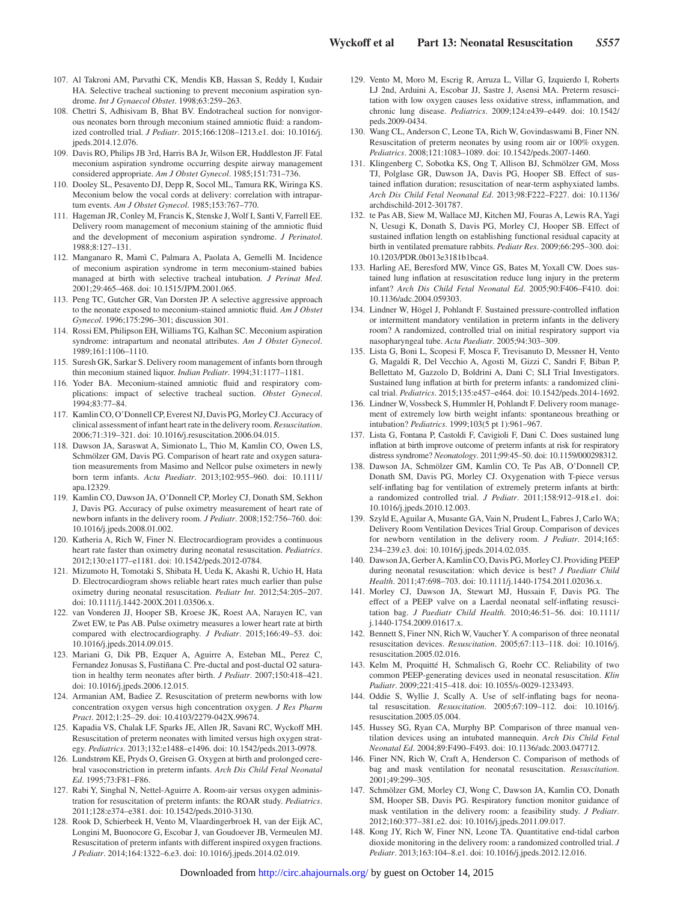107. Al Takroni AM, Parvathi CK, Mendis KB, Hassan S, Reddy I, Kudair HA. Selective tracheal suctioning to prevent meconium aspiration syndrome. *Int J Gynaecol Obstet*. 1998;63:259–263.
108. Chettri S, Adhisivam B, Bhat BV. Endotracheal suction for nonvigorous neonates born through meconium stained amniotic fluid: a randomized controlled trial. *J Pediatr*. 2015;166:1208–1213.e1. doi: 10.1016/j.jpeds.2014.12.076.
109. Davis RO, Philips JB 3rd, Harris BA Jr, Wilson ER, Huddleston JF. Fatal meconium aspiration syndrome occurring despite airway management considered appropriate. *Am J Obstet Gynecol*. 1985;151:731–736.
110. Dooley SL, Pesavento DJ, Depp R, Socol ML, Tamura RK, Wiringa KS. Meconium below the vocal cords at delivery: correlation with intrapartum events. *Am J Obstet Gynecol*. 1985;153:767–770.
111. Hageman JR, Conley M, Francis K, Stenske J, Wolf I, Santi V, Farrell EE. Delivery room management of meconium staining of the amniotic fluid and the development of meconium aspiration syndrome. *J Perinatol*. 1988;8:127–131.
112. Manganaro R, Mamì C, Palmara A, Paolata A, Gemelli M. Incidence of meconium aspiration syndrome in term meconium-stained babies managed at birth with selective tracheal intubation. *J Perinat Med*. 2001;29:465–468. doi: 10.1515/JPM.2001.065.
113. Peng TC, Gutcher GR, Van Dorsten JP. A selective aggressive approach to the neonate exposed to meconium-stained amniotic fluid. *Am J Obstet Gynecol*. 1996;175:296–301; discussion 301.
114. Rossi EM, Philipson EH, Williams TG, Kalhan SC. Meconium aspiration syndrome: intrapartum and neonatal attributes. *Am J Obstet Gynecol*. 1989;161:1106–1110.
115. Suresh GK, Sarkar S. Delivery room management of infants born through thin meconium stained liquor. *Indian Pediatr*. 1994;31:1177–1181.
116. Yoder BA. Meconium-stained amniotic fluid and respiratory complications: impact of selective tracheal suction. *Obstet Gynecol*. 1994;83:77–84.
117. Kamlin CO, O'Donnell CP, Everest NJ, Davis PG, Morley CJ. Accuracy of clinical assessment of infant heart rate in the delivery room. *Resuscitation*. 2006;71:319–321. doi: 10.1016/j.resuscitation.2006.04.015.
118. Dawson JA, Saraswat A, Simionato L, Thio M, Kamlin CO, Owen LS, Schmölzer GM, Davis PG. Comparison of heart rate and oxygen saturation measurements from Masimo and Nellcor pulse oximeters in newly born term infants. *Acta Paediatr*. 2013;102:955–960. doi: 10.1111/apa.12329.
119. Kamlin CO, Dawson JA, O'Donnell CP, Morley CJ, Donath SM, Sekhon J, Davis PG. Accuracy of pulse oximetry measurement of heart rate of newborn infants in the delivery room. *J Pediatr*. 2008;152:756–760. doi: 10.1016/j.jpeds.2008.01.002.
120. Katheria A, Rich W, Finer N. Electrocardiogram provides a continuous heart rate faster than oximetry during neonatal resuscitation. *Pediatrics*. 2012;130:e1177–e1181. doi: 10.1542/peds.2012-0784.
121. Mizumoto H, Tomotaki S, Shibata H, Ueda K, Akashi R, Uchio H, Hata D. Electrocardiogram shows reliable heart rates much earlier than pulse oximetry during neonatal resuscitation. *Pediatr Int*. 2012;54:205–207. doi: 10.1111/j.1442-200X.2011.03506.x.
122. van Vonderen JJ, Hooper SB, Kroese JK, Roest AA, Narayen IC, van Zwet EW, te Pas AB. Pulse oximetry measures a lower heart rate at birth compared with electrocardiography. *J Pediatr*. 2015;166:49–53. doi: 10.1016/j.jpeds.2014.09.015.
123. Mariani G, Dik PB, Ezquer A, Aguirre A, Esteban ML, Perez C, Fernandez Jonusas S, Fustiñana C. Pre-ductal and post-ductal O2 saturation in healthy term neonates after birth. *J Pediatr*. 2007;150:418–421. doi: 10.1016/j.jpeds.2006.12.015.
124. Armanian AM, Badiee Z. Resuscitation of preterm newborns with low concentration oxygen versus high concentration oxygen. *J Res Pharm Pract*. 2012;1:25–29. doi: 10.4103/2279-042X.99674.
125. Kapadia VS, Chalak LF, Sparks JE, Allen JR, Savani RC, Wyckoff MH. Resuscitation of preterm neonates with limited versus high oxygen strategy. *Pediatrics*. 2013;132:e1488–e1496. doi: 10.1542/peds.2013-0978.
126. Lundstrøm KE, Pryds O, Greisen G. Oxygen at birth and prolonged cerebral vasoconstriction in preterm infants. *Arch Dis Child Fetal Neonatal Ed*. 1995;73:F81–F86.
127. Rabi Y, Singhal N, Nettel-Aguirre A. Room-air versus oxygen administration for resuscitation of preterm infants: the ROAR study. *Pediatrics*. 2011;128:e374–e381. doi: 10.1542/peds.2010-3130.
128. Rook D, Schierbeek H, Vento M, Vlaardingerbroek H, van der Eijk AC, Longini M, Buonocore G, Escobar J, van Goudoever JB, Vermeulen MJ. Resuscitation of preterm infants with different inspired oxygen fractions. *J Pediatr*. 2014;164:1322–6.e3. doi: 10.1016/j.jpeds.2014.02.019.
129. Vento M, Moro M, Escrig R, Arruza L, Villar G, Izquierdo I, Roberts LJ 2nd, Arduini A, Escobar JJ, Sastre J, Asensi MA. Preterm resuscitation with low oxygen causes less oxidative stress, inflammation, and chronic lung disease. *Pediatrics*. 2009;124:e439–e449. doi: 10.1542/peds.2009-0434.
130. Wang CL, Anderson C, Leone TA, Rich W, Govindaswami B, Finer NN. Resuscitation of preterm neonates by using room air or 100% oxygen. *Pediatrics*. 2008;121:1083–1089. doi: 10.1542/peds.2007-1460.
131. Klingenberg C, Sobotka KS, Ong T, Allison BJ, Schmölzer GM, Moss TJ, Polglase GR, Dawson JA, Davis PG, Hooper SB. Effect of sustained inflation duration; resuscitation of near-term asphyxiated lambs. *Arch Dis Child Fetal Neonatal Ed*. 2013;98:F222–F227. doi: 10.1136/archdischild-2012-301787.
132. te Pas AB, Siew M, Wallace MJ, Kitchen MJ, Fouras A, Lewis RA, Yagi N, Uesugi K, Donath S, Davis PG, Morley CJ, Hooper SB. Effect of sustained inflation length on establishing functional residual capacity at birth in ventilated premature rabbits. *Pediatr Res*. 2009;66:295–300. doi: 10.1203/PDR.0b013e3181b1bca4.
133. Harling AE, Beresford MW, Vince GS, Bates M, Yoxall CW. Does sustained lung inflation at resuscitation reduce lung injury in the preterm infant? *Arch Dis Child Fetal Neonatal Ed*. 2005;90:F406–F410. doi: 10.1136/adc.2004.059303.
134. Lindner W, Högel J, Pohlandt F. Sustained pressure-controlled inflation or intermittent mandatory ventilation in preterm infants in the delivery room? A randomized, controlled trial on initial respiratory support via nasopharyngeal tube. *Acta Paediatr*. 2005;94:303–309.
135. Lista G, Boni L, Scopesi F, Mosca F, Trevisanuto D, Messner H, Vento G, Magaldi R, Del Vecchio A, Agosti M, Gizzi C, Sandri F, Biban P, Bellettato M, Gazzolo D, Boldrini A, Dani C; SLI Trial Investigators. Sustained lung inflation at birth for preterm infants: a randomized clinical trial. *Pediatrics*. 2015;135:e457–e464. doi: 10.1542/peds.2014-1692.
136. Lindner W, Vossbeck S, Hummler H, Pohlandt F. Delivery room management of extremely low birth weight infants: spontaneous breathing or intubation? *Pediatrics*. 1999;103(5 pt 1):961–967.
137. Lista G, Fontana P, Castoldi F, Cavigioli F, Dani C. Does sustained lung inflation at birth improve outcome of preterm infants at risk for respiratory distress syndrome? *Neonatology*. 2011;99:45–50. doi: 10.1159/000298312.
138. Dawson JA, Schmölzer GM, Kamlin CO, Te Pas AB, O'Donnell CP, Donath SM, Davis PG, Morley CJ. Oxygenation with T-piece versus self-inflating bag for ventilation of extremely preterm infants at birth: a randomized controlled trial. *J Pediatr*. 2011;158:912–918.e1. doi: 10.1016/j.jpeds.2010.12.003.
139. Szyld E, Aguilar A, Musante GA, Vain N, Prudent L, Fabres J, Carlo WA; Delivery Room Ventilation Devices Trial Group. Comparison of devices for newborn ventilation in the delivery room. *J Pediatr*. 2014;165:234–239.e3. doi: 10.1016/j.jpeds.2014.02.035.
140. Dawson JA, Gerber A, Kamlin CO, Davis PG, Morley CJ. Providing PEEP during neonatal resuscitation: which device is best? *J Paediatr Child Health*. 2011;47:698–703. doi: 10.1111/j.1440-1754.2011.02036.x.
141. Morley CJ, Dawson JA, Stewart MJ, Hussain F, Davis PG. The effect of a PEEP valve on a Laerdal neonatal self-inflating resuscitation bag. *J Paediatr Child Health*. 2010;46:51–56. doi: 10.1111/j.1440-1754.2009.01617.x.
142. Bennett S, Finer NN, Rich W, Vaucher Y. A comparison of three neonatal resuscitation devices. *Resuscitation*. 2005;67:113–118. doi: 10.1016/j.resuscitation.2005.02.016.
143. Kelm M, Proquitté H, Schmalisch G, Roehr CC. Reliability of two common PEEP-generating devices used in neonatal resuscitation. *Klin Padiatr*. 2009;221:415–418. doi: 10.1055/s-0029-1233493.
144. Oddie S, Wyllie J, Scally A. Use of self-inflating bags for neonatal resuscitation. *Resuscitation*. 2005;67:109–112. doi: 10.1016/j.resuscitation.2005.05.004.
145. Hussey SG, Ryan CA, Murphy BP. Comparison of three manual ventilation devices using an intubated mannequin. *Arch Dis Child Fetal Neonatal Ed*. 2004;89:F490–F493. doi: 10.1136/adc.2003.047712.
146. Finer NN, Rich W, Craft A, Henderson C. Comparison of methods of bag and mask ventilation for neonatal resuscitation. *Resuscitation*. 2001;49:299–305.
147. Schmölzer GM, Morley CJ, Wong C, Dawson JA, Kamlin CO, Donath SM, Hooper SB, Davis PG. Respiratory function monitor guidance of mask ventilation in the delivery room: a feasibility study. *J Pediatr*. 2012;160:377–381.e2. doi: 10.1016/j.jpeds.2011.09.017.
148. Kong JY, Rich W, Finer NN, Leone TA. Quantitative end-tidal carbon dioxide monitoring in the delivery room: a randomized controlled trial. *J Pediatr*. 2013;163:104–8.e1. doi: 10.1016/j.jpeds.2012.12.016.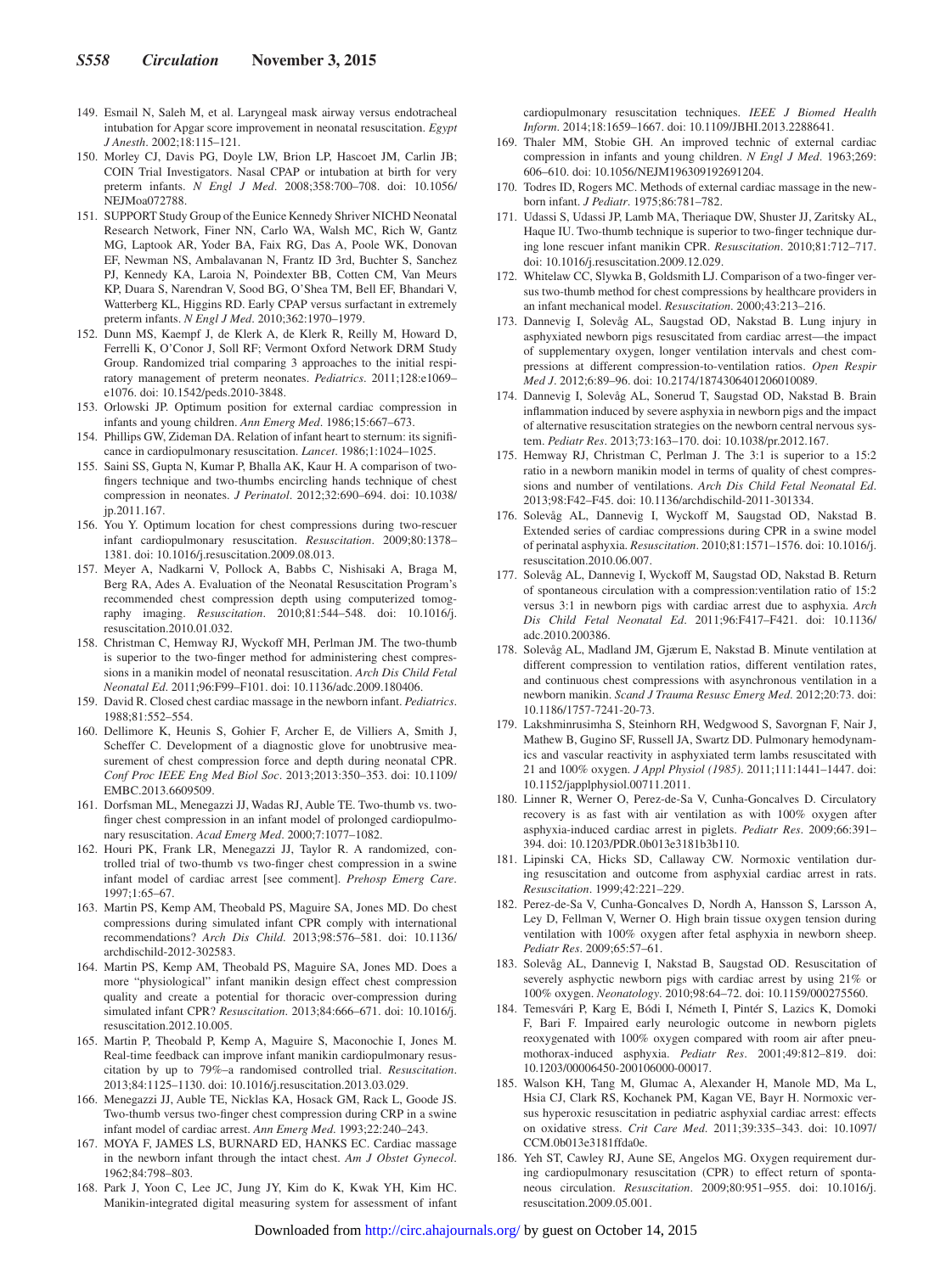149. Esmail N, Saleh M, et al. Laryngeal mask airway versus endotracheal intubation for Apgar score improvement in neonatal resuscitation. *Egypt J Anesth*. 2002;18:115–121.
150. Morley CJ, Davis PG, Doyle LW, Brion LP, Hascoet JM, Carlin JB; COIN Trial Investigators. Nasal CPAP or intubation at birth for very preterm infants. *N Engl J Med*. 2008;358:700–708. doi: 10.1056/NEJMoa072788.
151. SUPPORT Study Group of the Eunice Kennedy Shriver NICHD Neonatal Research Network, Finer NN, Carlo WA, Walsh MC, Rich W, Gantz MG, Laptook AR, Yoder BA, Faix RG, Das A, Poole WK, Donovan EF, Newman NS, Ambalavanan N, Frantz ID 3rd, Buchter S, Sanchez PJ, Kennedy KA, Laroia N, Poindexter BB, Cotten CM, Van Meurs KP, Duara S, Narendran V, Sood BG, O'Shea TM, Bell EF, Bhandari V, Watterberg KL, Higgins RD. Early CPAP versus surfactant in extremely preterm infants. *N Engl J Med*. 2010;362:1970–1979.
152. Dunn MS, Kaempf J, de Klerk A, de Klerk R, Reilly M, Howard D, Ferrelli K, O'Conor J, Soll RF; Vermont Oxford Network DRM Study Group. Randomized trial comparing 3 approaches to the initial respiratory management of preterm neonates. *Pediatrics*. 2011;128:e1069–e1076. doi: 10.1542/peds.2010-3848.
153. Orlowski JP. Optimum position for external cardiac compression in infants and young children. *Ann Emerg Med*. 1986;15:667–673.
154. Phillips GW, Zideman DA. Relation of infant heart to sternum: its significance in cardiopulmonary resuscitation. *Lancet*. 1986;1:1024–1025.
155. Saini SS, Gupta N, Kumar P, Bhalla AK, Kaur H. A comparison of two-fingers technique and two-thumbs encircling hands technique of chest compression in neonates. *J Perinatol*. 2012;32:690–694. doi: 10.1038/jp.2011.167.
156. You Y. Optimum location for chest compressions during two-rescuer infant cardiopulmonary resuscitation. *Resuscitation*. 2009;80:1378–1381. doi: 10.1016/j.resuscitation.2009.08.013.
157. Meyer A, Nadkarni V, Pollock A, Babbs C, Nishisaki A, Braga M, Berg RA, Ades A. Evaluation of the Neonatal Resuscitation Program's recommended chest compression depth using computerized tomography imaging. *Resuscitation*. 2010;81:544–548. doi: 10.1016/j.resuscitation.2010.01.032.
158. Christman C, Hemway RJ, Wyckoff MH, Perlman JM. The two-thumb is superior to the two-finger method for administering chest compressions in a manikin model of neonatal resuscitation. *Arch Dis Child Fetal Neonatal Ed*. 2011;96:F99–F101. doi: 10.1136/adc.2009.180406.
159. David R. Closed chest cardiac massage in the newborn infant. *Pediatrics*. 1988;81:552–554.
160. Dellimore K, Heunis S, Gohier F, Archer E, de Villiers A, Smith J, Scheffer C. Development of a diagnostic glove for unobtrusive measurement of chest compression force and depth during neonatal CPR. *Conf Proc IEEE Eng Med Biol Soc*. 2013;2013:350–353. doi: 10.1109/EMBC.2013.6609509.
161. Dorfsman ML, Menegazzi JJ, Wadas RJ, Auble TE. Two-thumb vs. two-finger chest compression in an infant model of prolonged cardiopulmonary resuscitation. *Acad Emerg Med*. 2000;7:1077–1082.
162. Houri PK, Frank LR, Menegazzi JJ, Taylor R. A randomized, controlled trial of two-thumb vs two-finger chest compression in a swine infant model of cardiac arrest [see comment]. *Prehosp Emerg Care*. 1997;1:65–67.
163. Martin PS, Kemp AM, Theobald PS, Maguire SA, Jones MD. Do chest compressions during simulated infant CPR comply with international recommendations? *Arch Dis Child*. 2013;98:576–581. doi: 10.1136/archdischild-2012-302583.
164. Martin PS, Kemp AM, Theobald PS, Maguire SA, Jones MD. Does a more "physiological" infant manikin design effect chest compression quality and create a potential for thoracic over-compression during simulated infant CPR? *Resuscitation*. 2013;84:666–671. doi: 10.1016/j.resuscitation.2012.10.005.
165. Martin P, Theobald P, Kemp A, Maguire S, Maconochie I, Jones M. Real-time feedback can improve infant manikin cardiopulmonary resuscitation by up to 79%–a randomised controlled trial. *Resuscitation*. 2013;84:1125–1130. doi: 10.1016/j.resuscitation.2013.03.029.
166. Menegazzi JJ, Auble TE, Nicklas KA, Hosack GM, Rack L, Goode JS. Two-thumb versus two-finger chest compression during CRP in a swine infant model of cardiac arrest. *Ann Emerg Med*. 1993;22:240–243.
167. MOYA F, JAMES LS, BURNARD ED, HANKS EC. Cardiac massage in the newborn infant through the intact chest. *Am J Obstet Gynecol*. 1962;84:798–803.
168. Park J, Yoon C, Lee JC, Jung JY, Kim do K, Kwak YH, Kim HC. Manikin-integrated digital measuring system for assessment of infant cardiopulmonary resuscitation techniques. *IEEE J Biomed Health Inform*. 2014;18:1659–1667. doi: 10.1109/JBHI.2013.2288641.
169. Thaler MM, Stobie GH. An improved technic of external cardiac compression in infants and young children. *N Engl J Med*. 1963;269:606–610. doi: 10.1056/NEJM196309192691204.
170. Todres ID, Rogers MC. Methods of external cardiac massage in the newborn infant. *J Pediatr*. 1975;86:781–782.
171. Udassi S, Udassi JP, Lamb MA, Theriaque DW, Shuster JJ, Zaritsky AL, Haque IU. Two-thumb technique is superior to two-finger technique during lone rescuer infant manikin CPR. *Resuscitation*. 2010;81:712–717. doi: 10.1016/j.resuscitation.2009.12.029.
172. Whitelaw CC, Slywka B, Goldsmith LJ. Comparison of a two-finger versus two-thumb method for chest compressions by healthcare providers in an infant mechanical model. *Resuscitation*. 2000;43:213–216.
173. Dannevig I, Solevåg AL, Saugstad OD, Nakstad B. Lung injury in asphyxiated newborn pigs resuscitated from cardiac arrest—the impact of supplementary oxygen, longer ventilation intervals and chest compressions at different compression-to-ventilation ratios. *Open Respir Med J*. 2012;6:89–96. doi: 10.2174/1874306401206010089.
174. Dannevig I, Solevåg AL, Sonerud T, Saugstad OD, Nakstad B. Brain inflammation induced by severe asphyxia in newborn pigs and the impact of alternative resuscitation strategies on the newborn central nervous system. *Pediatr Res*. 2013;73:163–170. doi: 10.1038/pr.2012.167.
175. Hemway RJ, Christman C, Perlman J. The 3:1 is superior to a 15:2 ratio in a newborn manikin model in terms of quality of chest compressions and number of ventilations. *Arch Dis Child Fetal Neonatal Ed*. 2013;98:F42–F45. doi: 10.1136/archdischild-2011-301334.
176. Solevåg AL, Dannevig I, Wyckoff M, Saugstad OD, Nakstad B. Extended series of cardiac compressions during CPR in a swine model of perinatal asphyxia. *Resuscitation*. 2010;81:1571–1576. doi: 10.1016/j.resuscitation.2010.06.007.
177. Solevåg AL, Dannevig I, Wyckoff M, Saugstad OD, Nakstad B. Return of spontaneous circulation with a compression:ventilation ratio of 15:2 versus 3:1 in newborn pigs with cardiac arrest due to asphyxia. *Arch Dis Child Fetal Neonatal Ed*. 2011;96:F417–F421. doi: 10.1136/adc.2010.200386.
178. Solevåg AL, Madland JM, Gjærum E, Nakstad B. Minute ventilation at different compression to ventilation ratios, different ventilation rates, and continuous chest compressions with asynchronous ventilation in a newborn manikin. *Scand J Trauma Resusc Emerg Med*. 2012;20:73. doi: 10.1186/1757-7241-20-73.
179. Lakshminrusimha S, Steinhorn RH, Wedgwood S, Savorgnan F, Nair J, Mathew B, Gugino SF, Russell JA, Swartz DD. Pulmonary hemodynamics and vascular reactivity in asphyxiated term lambs resuscitated with 21 and 100% oxygen. *J Appl Physiol (1985)*. 2011;111:1441–1447. doi: 10.1152/japplphysiol.00711.2011.
180. Linner R, Werner O, Perez-de-Sa V, Cunha-Goncalves D. Circulatory recovery is as fast with air ventilation as with 100% oxygen after asphyxia-induced cardiac arrest in piglets. *Pediatr Res*. 2009;66:391–394. doi: 10.1203/PDR.0b013e3181b3b110.
181. Lipinski CA, Hicks SD, Callaway CW. Normoxic ventilation during resuscitation and outcome from asphyxial cardiac arrest in rats. *Resuscitation*. 1999;42:221–229.
182. Perez-de-Sa V, Cunha-Goncalves D, Nordh A, Hansson S, Larsson A, Ley D, Fellman V, Werner O. High brain tissue oxygen tension during ventilation with 100% oxygen after fetal asphyxia in newborn sheep. *Pediatr Res*. 2009;65:57–61.
183. Solevåg AL, Dannevig I, Nakstad B, Saugstad OD. Resuscitation of severely asphyctic newborn pigs with cardiac arrest by using 21% or 100% oxygen. *Neonatology*. 2010;98:64–72. doi: 10.1159/000275560.
184. Temesvári P, Karg E, Bódi I, Németh I, Pintér S, Lazics K, Domoki F, Bari F. Impaired early neurologic outcome in newborn piglets reoxygenated with 100% oxygen compared with room air after pneumothorax-induced asphyxia. *Pediatr Res*. 2001;49:812–819. doi: 10.1203/00006450-200106000-00017.
185. Walson KH, Tang M, Glumac A, Alexander H, Manole MD, Ma L, Hsia CJ, Clark RS, Kochanek PM, Kagan VE, Bayr H. Normoxic versus hyperoxic resuscitation in pediatric asphyxial cardiac arrest: effects on oxidative stress. *Crit Care Med*. 2011;39:335–343. doi: 10.1097/CCM.0b013e3181ffda0e.
186. Yeh ST, Cawley RJ, Aune SE, Angelos MG. Oxygen requirement during cardiopulmonary resuscitation (CPR) to effect return of spontaneous circulation. *Resuscitation*. 2009;80:951–955. doi: 10.1016/j.resuscitation.2009.05.001.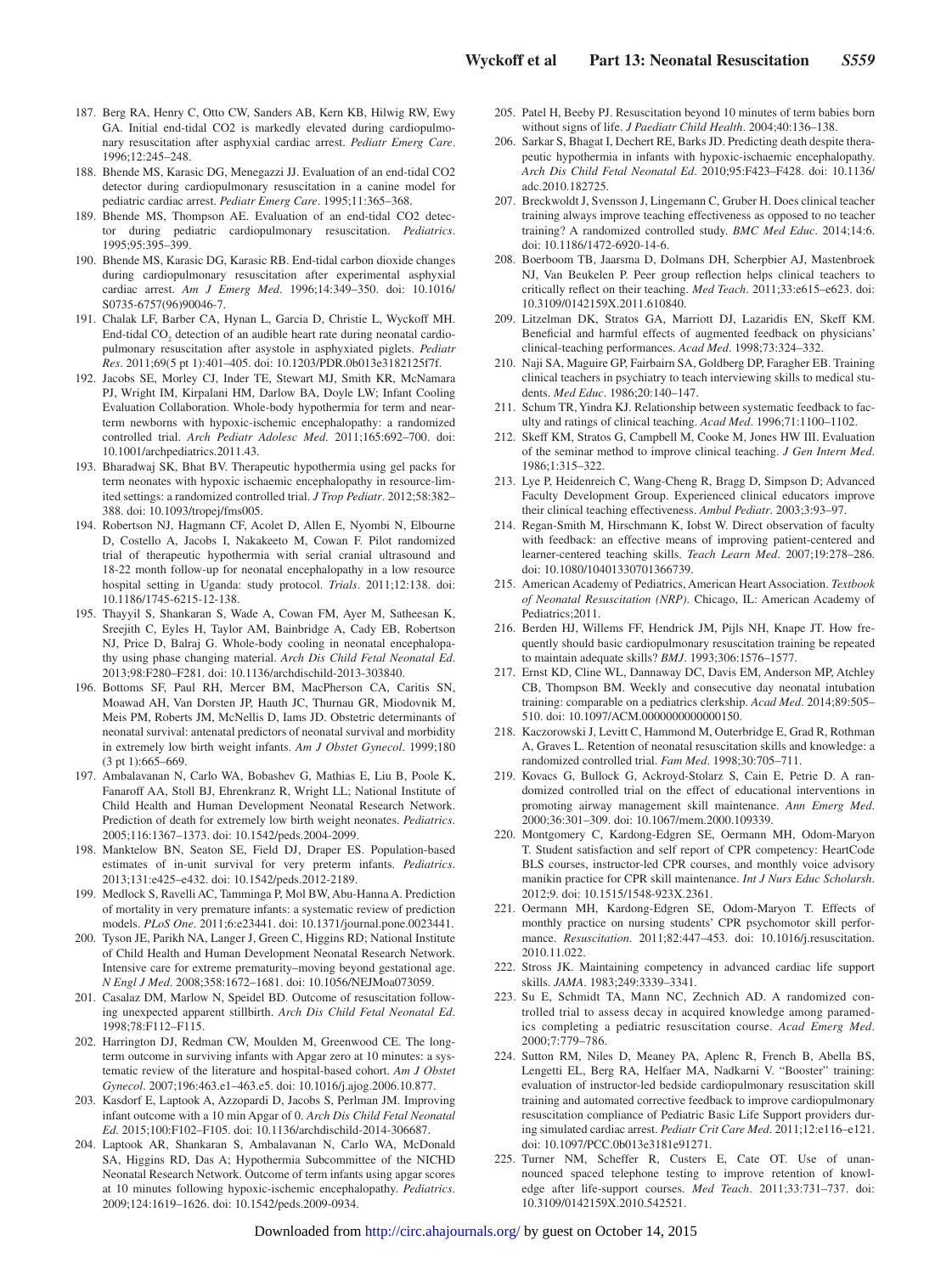187. Berg RA, Henry C, Otto CW, Sanders AB, Kern KB, Hilwig RW, Ewy GA. Initial end-tidal CO2 is markedly elevated during cardiopulmonary resuscitation after asphyxial cardiac arrest. *Pediatr Emerg Care*. 1996;12:245–248.
188. Bhende MS, Karasic DG, Menegazzi JJ. Evaluation of an end-tidal CO2 detector during cardiopulmonary resuscitation in a canine model for pediatric cardiac arrest. *Pediatr Emerg Care*. 1995;11:365–368.
189. Bhende MS, Thompson AE. Evaluation of an end-tidal CO2 detector during pediatric cardiopulmonary resuscitation. *Pediatrics*. 1995;95:395–399.
190. Bhende MS, Karasic DG, Karasic RB. End-tidal carbon dioxide changes during cardiopulmonary resuscitation after experimental asphyxial cardiac arrest. *Am J Emerg Med*. 1996;14:349–350. doi: 10.1016/S0735-6757(96)90046-7.
191. Chalak LF, Barber CA, Hynan L, Garcia D, Christie L, Wyckoff MH. End-tidal $CO_2$ detection of an audible heart rate during neonatal cardiopulmonary resuscitation after asystole in asphyxiated piglets. *Pediatr Res*. 2011;69(5 pt 1):401–405. doi: 10.1203/PDR.0b013e3182125f7f.
192. Jacobs SE, Morley CJ, Inder TE, Stewart MJ, Smith KR, McNamara PJ, Wright IM, Kirpalani HM, Darlow BA, Doyle LW; Infant Cooling Evaluation Collaboration. Whole-body hypothermia for term and near-term newborns with hypoxic-ischemic encephalopathy: a randomized controlled trial. *Arch Pediatr Adolesc Med*. 2011;165:692–700. doi: 10.1001/archpediatrics.2011.43.
193. Bharadwaj SK, Bhat BV. Therapeutic hypothermia using gel packs for term neonates with hypoxic ischaemic encephalopathy in resource-limited settings: a randomized controlled trial. *J Trop Pediatr*. 2012;58:382–388. doi: 10.1093/tropej/fms005.
194. Robertson NJ, Hagmann CF, Acolet D, Allen E, Nyombi N, Elbourne D, Costello A, Jacobs I, Nakakeeto M, Cowan F. Pilot randomized trial of therapeutic hypothermia with serial cranial ultrasound and 18-22 month follow-up for neonatal encephalopathy in a low resource hospital setting in Uganda: study protocol. *Trials*. 2011;12:138. doi: 10.1186/1745-6215-12-138.
195. Thayyil S, Shankaran S, Wade A, Cowan FM, Ayer M, Satheesan K, Sreejith C, Eyles H, Taylor AM, Bainbridge A, Cady EB, Robertson NJ, Price D, Balraj G. Whole-body cooling in neonatal encephalopathy using phase changing material. *Arch Dis Child Fetal Neonatal Ed*. 2013;98:F280–F281. doi: 10.1136/archdischild-2013-303840.
196. Bottoms SF, Paul RH, Mercer BM, MacPherson CA, Caritis SN, Moawad AH, Van Dorsten JP, Hauth JC, Thurnau GR, Miodovnik M, Meis PM, Roberts JM, McNellis D, Iams JD. Obstetric determinants of neonatal survival: antenatal predictors of neonatal survival and morbidity in extremely low birth weight infants. *Am J Obstet Gynecol*. 1999;180 (3 pt 1):665–669.
197. Ambalavanan N, Carlo WA, Bobashev G, Mathias E, Liu B, Poole K, Fanaroff AA, Stoll BJ, Ehrenkranz R, Wright LL; National Institute of Child Health and Human Development Neonatal Research Network. Prediction of death for extremely low birth weight neonates. *Pediatrics*. 2005;116:1367–1373. doi: 10.1542/peds.2004-2099.
198. Manktelow BN, Seaton SE, Field DJ, Draper ES. Population-based estimates of in-unit survival for very preterm infants. *Pediatrics*. 2013;131:e425–e432. doi: 10.1542/peds.2012-2189.
199. Medlock S, Ravelli AC, Tamminga P, Mol BW, Abu-Hanna A. Prediction of mortality in very premature infants: a systematic review of prediction models. *PLoS One*. 2011;6:e23441. doi: 10.1371/journal.pone.0023441.
200. Tyson JE, Parikh NA, Langer J, Green C, Higgins RD; National Institute of Child Health and Human Development Neonatal Research Network. Intensive care for extreme prematurity–moving beyond gestational age. *N Engl J Med*. 2008;358:1672–1681. doi: 10.1056/NEJMoa073059.
201. Casalaz DM, Marlow N, Speidel BD. Outcome of resuscitation following unexpected apparent stillbirth. *Arch Dis Child Fetal Neonatal Ed*. 1998;78:F112–F115.
202. Harrington DJ, Redman CW, Moulden M, Greenwood CE. The long-term outcome in surviving infants with Apgar zero at 10 minutes: a systematic review of the literature and hospital-based cohort. *Am J Obstet Gynecol*. 2007;196:463.e1–463.e5. doi: 10.1016/j.ajog.2006.10.877.
203. Kasdorf E, Laptook A, Azzopardi D, Jacobs S, Perlman JM. Improving infant outcome with a 10 min Apgar of 0. *Arch Dis Child Fetal Neonatal Ed*. 2015;100:F102–F105. doi: 10.1136/archdischild-2014-306687.
204. Laptook AR, Shankaran S, Ambalavanan N, Carlo WA, McDonald SA, Higgins RD, Das A; Hypothermia Subcommittee of the NICHD Neonatal Research Network. Outcome of term infants using apgar scores at 10 minutes following hypoxic-ischemic encephalopathy. *Pediatrics*. 2009;124:1619–1626. doi: 10.1542/peds.2009-0934.
205. Patel H, Beeby PJ. Resuscitation beyond 10 minutes of term babies born without signs of life. *J Paediatr Child Health*. 2004;40:136–138.
206. Sarkar S, Bhagat I, Dechert RE, Barks JD. Predicting death despite therapeutic hypothermia in infants with hypoxic-ischaemic encephalopathy. *Arch Dis Child Fetal Neonatal Ed*. 2010;95:F423–F428. doi: 10.1136/adc.2010.182725.
207. Breckwoldt J, Svensson J, Lingemann C, Gruber H. Does clinical teacher training always improve teaching effectiveness as opposed to no teacher training? A randomized controlled study. *BMC Med Educ*. 2014;14:6. doi: 10.1186/1472-6920-14-6.
208. Boerboom TB, Jaarsma D, Dolmans DH, Scherpbier AJ, Mastenbroek NJ, Van Beukelen P. Peer group reflection helps clinical teachers to critically reflect on their teaching. *Med Teach*. 2011;33:e615–e623. doi: 10.3109/0142159X.2011.610840.
209. Litzelman DK, Stratos GA, Marriott DJ, Lazaridis EN, Skeff KM. Beneficial and harmful effects of augmented feedback on physicians' clinical-teaching performances. *Acad Med*. 1998;73:324–332.
210. Naji SA, Maguire GP, Fairbairn SA, Goldberg DP, Faragher EB. Training clinical teachers in psychiatry to teach interviewing skills to medical students. *Med Educ*. 1986;20:140–147.
211. Schum TR, Yindra KJ. Relationship between systematic feedback to faculty and ratings of clinical teaching. *Acad Med*. 1996;71:1100–1102.
212. Skeff KM, Stratos G, Campbell M, Cooke M, Jones HW III. Evaluation of the seminar method to improve clinical teaching. *J Gen Intern Med*. 1986;1:315–322.
213. Lye P, Heidenreich C, Wang-Cheng R, Bragg D, Simpson D; Advanced Faculty Development Group. Experienced clinical educators improve their clinical teaching effectiveness. *Ambul Pediatr*. 2003;3:93–97.
214. Regan-Smith M, Hirschmann K, Iobst W. Direct observation of faculty with feedback: an effective means of improving patient-centered and learner-centered teaching skills. *Teach Learn Med*. 2007;19:278–286. doi: 10.1080/10401330701366739.
215. American Academy of Pediatrics, American Heart Association. *Textbook of Neonatal Resuscitation (NRP)*. Chicago, IL: American Academy of Pediatrics;2011.
216. Berden HJ, Willems FF, Hendrick JM, Pijls NH, Knape JT. How frequently should basic cardiopulmonary resuscitation training be repeated to maintain adequate skills? *BMJ*. 1993;306:1576–1577.
217. Ernst KD, Cline WL, Dannaway DC, Davis EM, Anderson MP, Atchley CB, Thompson BM. Weekly and consecutive day neonatal intubation training: comparable on a pediatrics clerkship. *Acad Med*. 2014;89:505–510. doi: 10.1097/ACM.0000000000000150.
218. Kaczorowski J, Levitt C, Hammond M, Outerbridge E, Grad R, Rothman A, Graves L. Retention of neonatal resuscitation skills and knowledge: a randomized controlled trial. *Fam Med*. 1998;30:705–711.
219. Kovacs G, Bullock G, Ackroyd-Stolarz S, Cain E, Petrie D. A randomized controlled trial on the effect of educational interventions in promoting airway management skill maintenance. *Ann Emerg Med*. 2000;36:301–309. doi: 10.1067/mem.2000.109339.
220. Montgomery C, Kardong-Edgren SE, Oermann MH, Odom-Maryon T. Student satisfaction and self report of CPR competency: HeartCode BLS courses, instructor-led CPR courses, and monthly voice advisory manikin practice for CPR skill maintenance. *Int J Nurs Educ Scholarsh*. 2012;9. doi: 10.1515/1548-923X.2361.
221. Oermann MH, Kardong-Edgren SE, Odom-Maryon T. Effects of monthly practice on nursing students' CPR psychomotor skill performance. *Resuscitation*. 2011;82:447–453. doi: 10.1016/j.resuscitation.2010.11.022.
222. Stross JK. Maintaining competency in advanced cardiac life support skills. *JAMA*. 1983;249:3339–3341.
223. Su E, Schmidt TA, Mann NC, Zechnich AD. A randomized controlled trial to assess decay in acquired knowledge among paramedics completing a pediatric resuscitation course. *Acad Emerg Med*. 2000;7:779–786.
224. Sutton RM, Niles D, Meaney PA, Aplenc R, French B, Abella BS, Lengetti EL, Berg RA, Helfaer MA, Nadkarni V. "Booster" training: evaluation of instructor-led bedside cardiopulmonary resuscitation skill training and automated corrective feedback to improve cardiopulmonary resuscitation compliance of Pediatric Basic Life Support providers during simulated cardiac arrest. *Pediatr Crit Care Med*. 2011;12:e116–e121. doi: 10.1097/PCC.0b013e3181e91271.
225. Turner NM, Scheffer R, Custers E, Cate OT. Use of unannounced spaced telephone testing to improve retention of knowledge after life-support courses. *Med Teach*. 2011;33:731–737. doi: 10.3109/0142159X.2010.542521.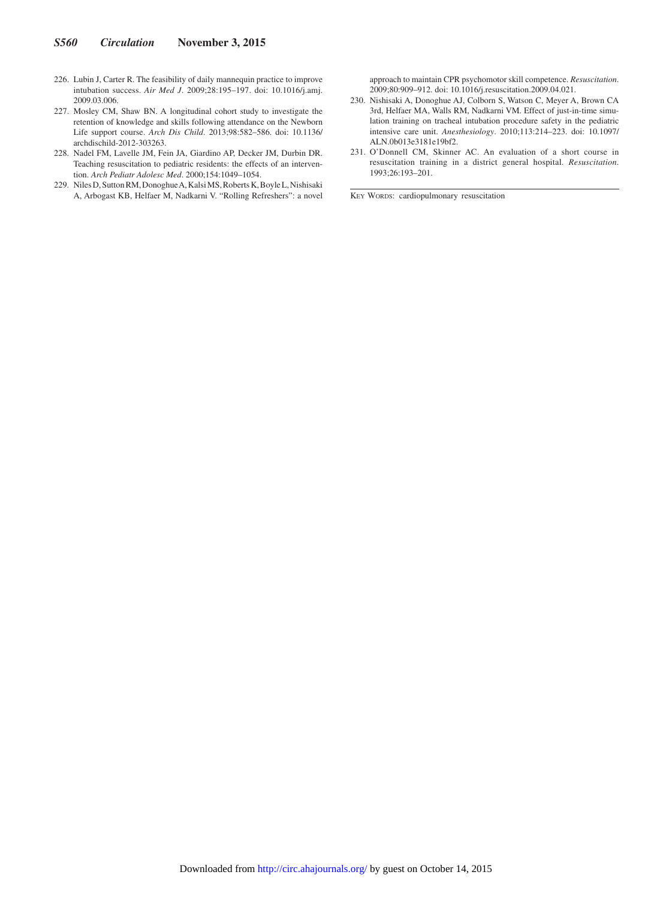226. Lubin J, Carter R. The feasibility of daily mannequin practice to improve intubation success. *Air Med J*. 2009;28:195–197. doi: 10.1016/j.amj.2009.03.006.
227. Mosley CM, Shaw BN. A longitudinal cohort study to investigate the retention of knowledge and skills following attendance on the Newborn Life support course. *Arch Dis Child*. 2013;98:582–586. doi: 10.1136/archdischild-2012-303263.
228. Nadel FM, Lavelle JM, Fein JA, Giardino AP, Decker JM, Durbin DR. Teaching resuscitation to pediatric residents: the effects of an intervention. *Arch Pediatr Adolesc Med*. 2000;154:1049–1054.
229. Niles D, Sutton RM, Donoghue A, Kalsi MS, Roberts K, Boyle L, Nishisaki A, Arbogast KB, Helfaer M, Nadkarni V. "Rolling Refreshers": a novel approach to maintain CPR psychomotor skill competence. *Resuscitation*. 2009;80:909–912. doi: 10.1016/j.resuscitation.2009.04.021.
230. Nishisaki A, Donoghue AJ, Colborn S, Watson C, Meyer A, Brown CA 3rd, Helfaer MA, Walls RM, Nadkarni VM. Effect of just-in-time simulation training on tracheal intubation procedure safety in the pediatric intensive care unit. *Anesthesiology*. 2010;113:214–223. doi: 10.1097/ALN.0b013e3181e19bf2.
231. O'Donnell CM, Skinner AC. An evaluation of a short course in resuscitation training in a district general hospital. *Resuscitation*. 1993;26:193–201.

---

KEY WORDS: cardiopulmonary resuscitation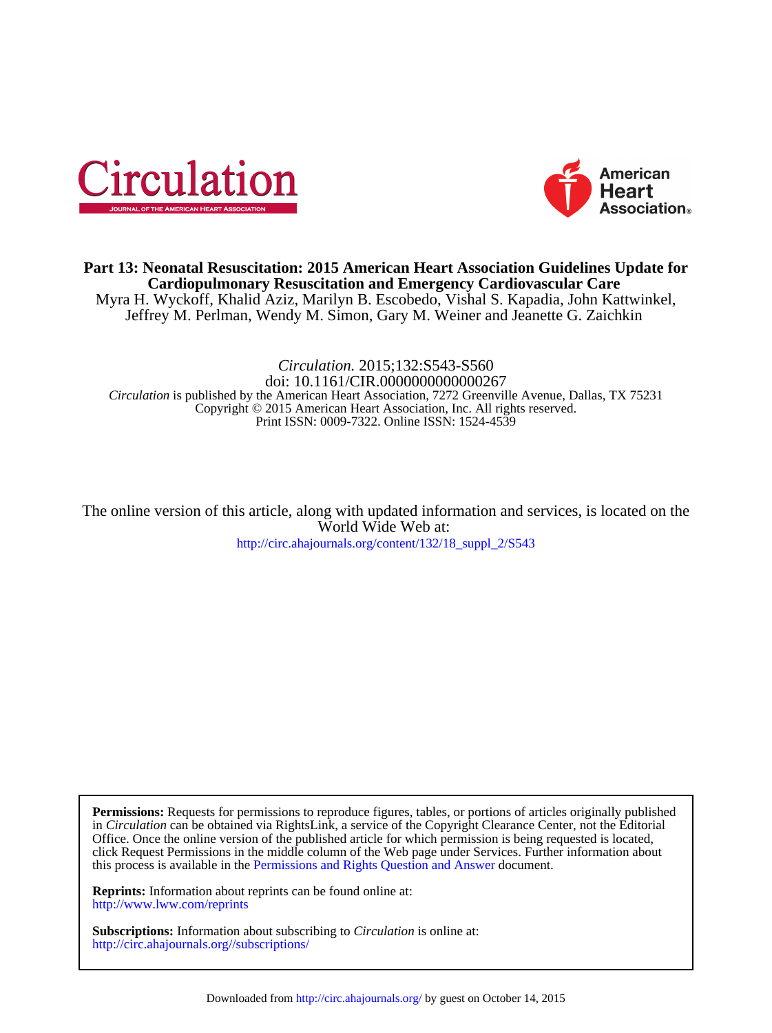**Part 13: Neonatal Resuscitation: 2015 American Heart Association Guidelines Update for Cardiopulmonary Resuscitation and Emergency Cardiovascular Care**

Myra H. Wyckoff, Khalid Aziz, Marilyn B. Escobedo, Vishal S. Kapadia, John Kattwinkel, Jeffrey M. Perlman, Wendy M. Simon, Gary M. Weiner and Jeanette G. Zaichkin

*Circulation.* 2015;132:S543-S560

doi: 10.1161/CIR.0000000000000267

*Circulation* is published by the American Heart Association, 7272 Greenville Avenue, Dallas, TX 75231

Copyright © 2015 American Heart Association, Inc. All rights reserved.

Print ISSN: 0009-7322. Online ISSN: 1524-4539

The online version of this article, along with updated information and services, is located on the World Wide Web at:

http://circ.ahajournals.org/content/132/18_suppl_2/S543

**Permissions:** Requests for permissions to reproduce figures, tables, or portions of articles originally published in *Circulation* can be obtained via RightsLink, a service of the Copyright Clearance Center, not the Editorial Office. Once the online version of the published article for which permission is being requested is located, click Request Permissions in the middle column of the Web page under Services. Further information about this process is available in the Permissions and Rights Question and Answer document.

**Reprints:** Information about reprints can be found online at:
http://www.lww.com/reprints

**Subscriptions:** Information about subscribing to *Circulation* is online at:
http://circ.ahajournals.org//subscriptions/